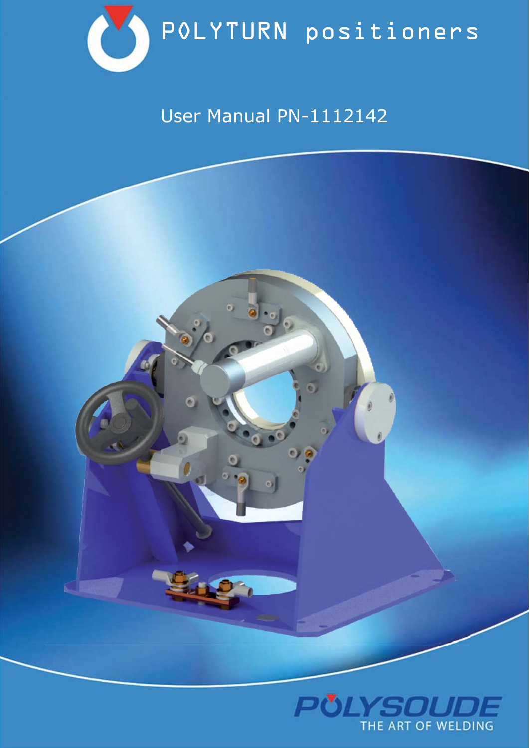# POLYTURN positioners

User Manual PN-1112142

POLYSOUDE

THE ART OF WELDING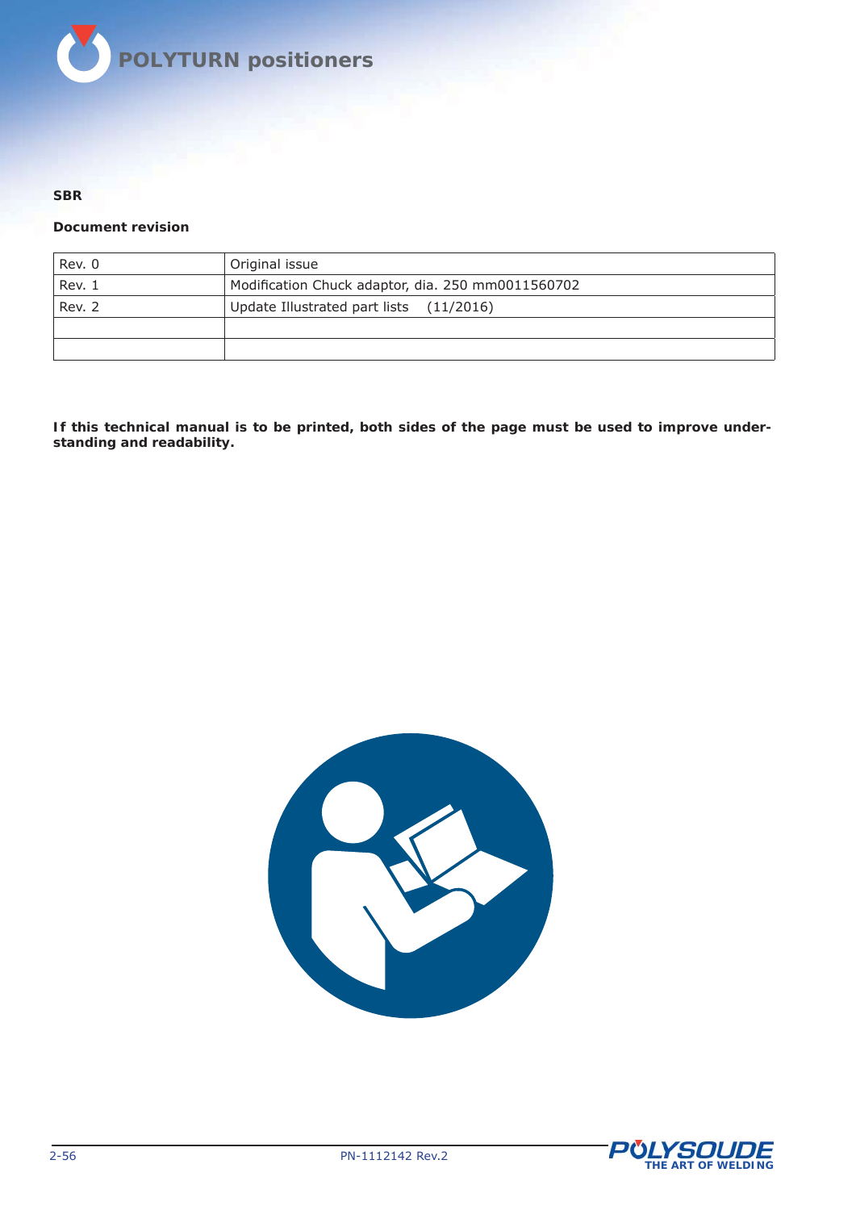**SBR**

**Document revision**

| | |
|---|---|
| Rev. 0 | Original issue |
| Rev. 1 | Modification Chuck adaptor, dia. 250 mm0011560702 |
| Rev. 2 | Update Illustrated part lists (11/2016) |
| | |
| | |

**If this technical manual is to be printed, both sides of the page must be used to improve understanding and readability.**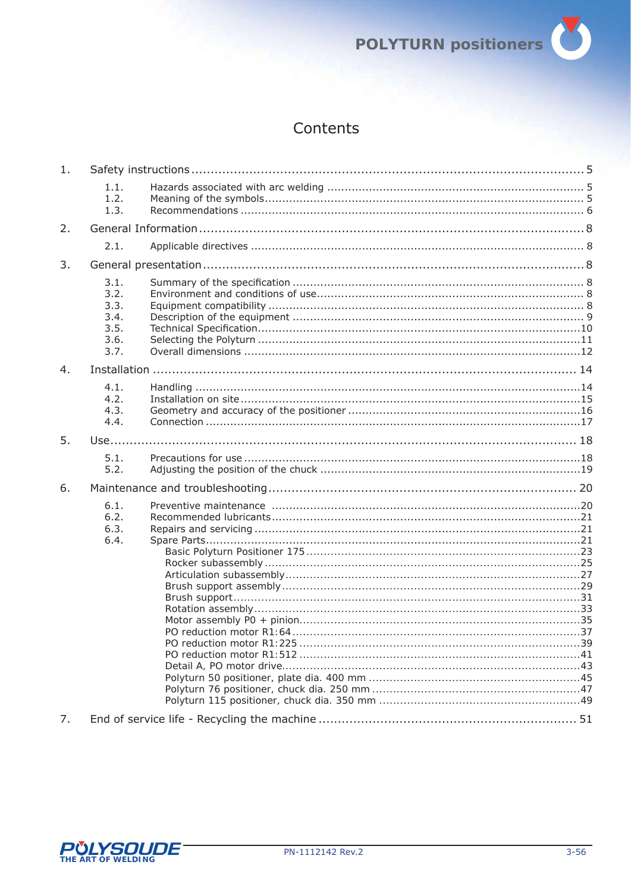# Contents

1. Safety instructions ........................................................................................................ 5
   - 1.1. Hazards associated with arc welding ........................................................................ 5
   - 1.2. Meaning of the symbols........................................................................................... 5
   - 1.3. Recommendations .................................................................................................. 6
2. General Information ........................................................................................................ 8
   - 2.1. Applicable directives ............................................................................................... 8
3. General presentation ........................................................................................................ 8
   - 3.1. Summary of the specification ................................................................................... 8
   - 3.2. Environment and conditions of use........................................................................... 8
   - 3.3. Equipment compatibility .......................................................................................... 8
   - 3.4. Description of the equipment ................................................................................... 9
   - 3.5. Technical Specification............................................................................................10
   - 3.6. Selecting the Polyturn ............................................................................................11
   - 3.7. Overall dimensions ................................................................................................12
4. Installation ................................................................................................................... 14
   - 4.1. Handling ..............................................................................................................14
   - 4.2. Installation on site .................................................................................................15
   - 4.3. Geometry and accuracy of the positioner ..................................................................16
   - 4.4. Connection ...........................................................................................................17
5. Use............................................................................................................................... 18
   - 5.1. Precautions for use ................................................................................................18
   - 5.2. Adjusting the position of the chuck ..........................................................................19
6. Maintenance and troubleshooting...................................................................................... 20
   - 6.1. Preventive maintenance ........................................................................................20
   - 6.2. Recommended lubricants........................................................................................21
   - 6.3. Repairs and servicing .............................................................................................21
   - 6.4. Spare Parts...........................................................................................................21
     - Basic Polyturn Positioner 175 ...............................................................................23
     - Rocker subassembly ............................................................................................25
     - Articulation subassembly.......................................................................................27
     - Brush support assembly........................................................................................29
     - Brush support......................................................................................................31
     - Rotation assembly................................................................................................33
     - Motor assembly P0 + pinion...................................................................................35
     - PO reduction motor R1:64 .....................................................................................37
     - PO reduction motor R1:225 ...................................................................................39
     - PO reduction motor R1:512 ...................................................................................41
     - Detail A, PO motor drive........................................................................................43
     - Polyturn 50 positioner, plate dia. 400 mm ...............................................................45
     - Polyturn 76 positioner, chuck dia. 250 mm ..............................................................47
     - Polyturn 115 positioner, chuck dia. 350 mm .............................................................49
7. End of service life - Recycling the machine ...................................................................... 51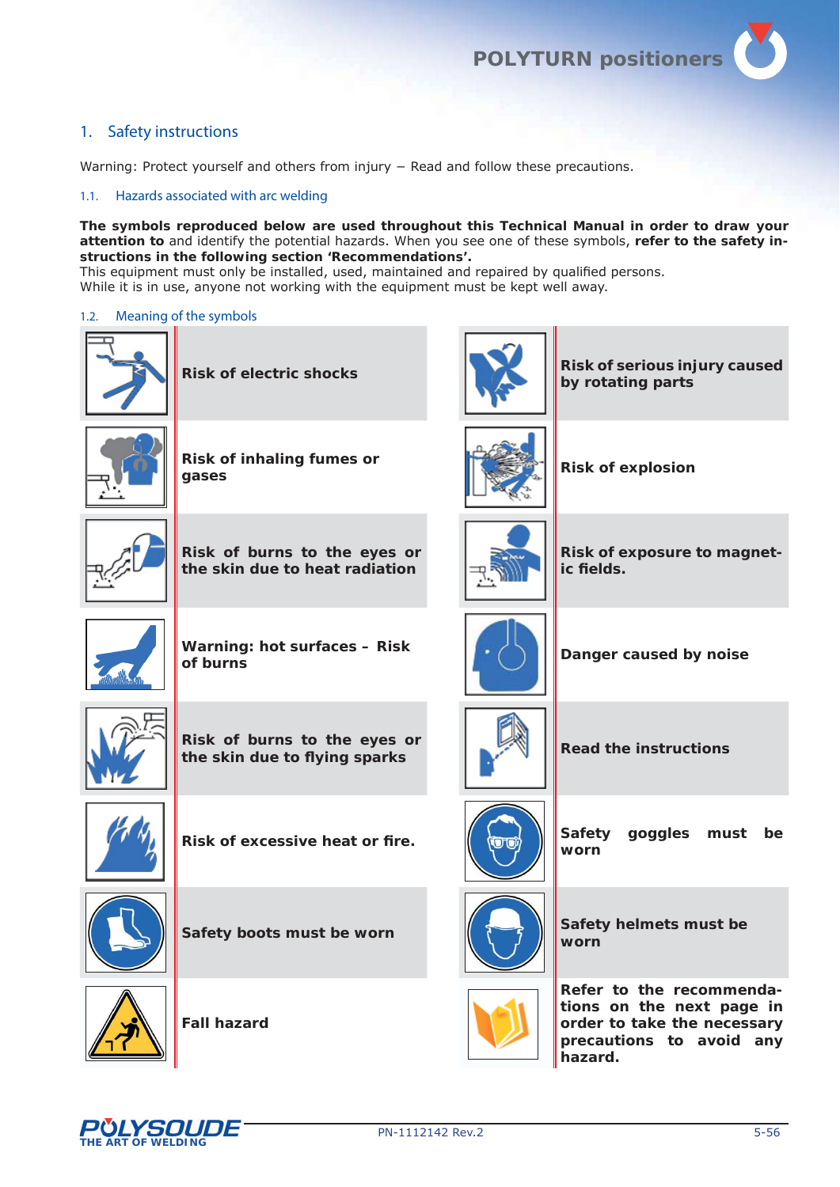## 1. Safety instructions

Warning: Protect yourself and others from injury – Read and follow these precautions.

### 1.1. Hazards associated with arc welding

**The symbols reproduced below are used throughout this Technical Manual in order to draw your attention to** and identify the potential hazards. When you see one of these symbols, **refer to the safety instructions in the following section 'Recommendations'.**
This equipment must only be installed, used, maintained and repaired by qualified persons.
While it is in use, anyone not working with the equipment must be kept well away.

### 1.2. Meaning of the symbols

| Symbol | Meaning | Symbol | Meaning |
|---|---|---|---|
| | **Risk of electric shocks** | | **Risk of serious injury caused by rotating parts** |
| | **Risk of inhaling fumes or gases** | | **Risk of explosion** |
| | **Risk of burns to the eyes or the skin due to heat radiation** | | **Risk of exposure to magnetic fields.** |
| | **Warning: hot surfaces – Risk of burns** | | **Danger caused by noise** |
| | **Risk of burns to the eyes or the skin due to flying sparks** | | **Read the instructions** |
| | **Risk of excessive heat or fire.** | | **Safety goggles must be worn** |
| | **Safety boots must be worn** | | **Safety helmets must be worn** |
| | **Fall hazard** | | **Refer to the recommendations on the next page in order to take the necessary precautions to avoid any hazard.** |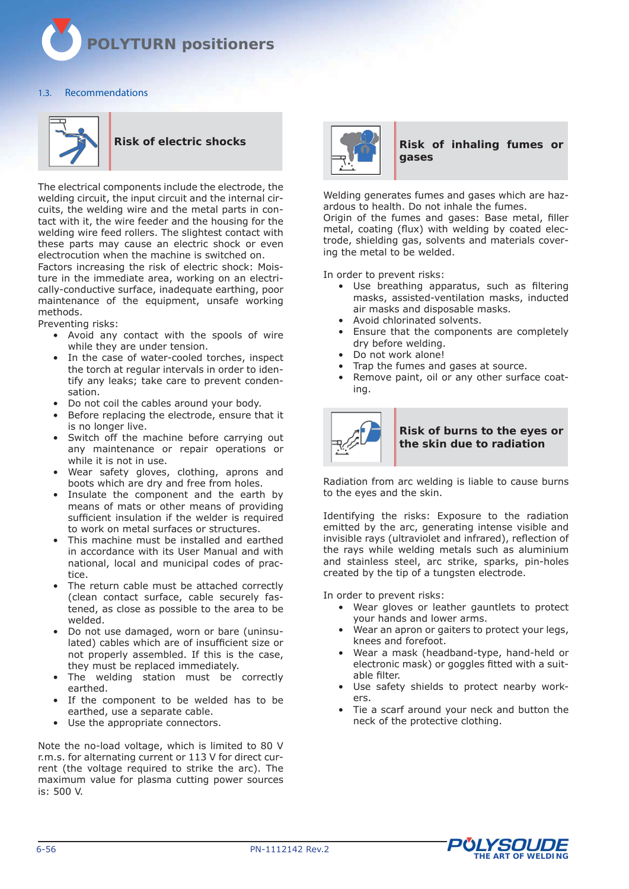## 1.3. Recommendations

### Risk of electric shocks

The electrical components include the electrode, the welding circuit, the input circuit and the internal circuits, the welding wire and the metal parts in contact with it, the wire feeder and the housing for the welding wire feed rollers. The slightest contact with these parts may cause an electric shock or even electrocution when the machine is switched on.

Factors increasing the risk of electric shock: Moisture in the immediate area, working on an electrically-conductive surface, inadequate earthing, poor maintenance of the equipment, unsafe working methods.

Preventing risks:

- Avoid any contact with the spools of wire while they are under tension.
- In the case of water-cooled torches, inspect the torch at regular intervals in order to identify any leaks; take care to prevent condensation.
- Do not coil the cables around your body.
- Before replacing the electrode, ensure that it is no longer live.
- Switch off the machine before carrying out any maintenance or repair operations or while it is not in use.
- Wear safety gloves, clothing, aprons and boots which are dry and free from holes.
- Insulate the component and the earth by means of mats or other means of providing sufficient insulation if the welder is required to work on metal surfaces or structures.
- This machine must be installed and earthed in accordance with its User Manual and with national, local and municipal codes of practice.
- The return cable must be attached correctly (clean contact surface, cable securely fastened, as close as possible to the area to be welded.
- Do not use damaged, worn or bare (uninsulated) cables which are of insufficient size or not properly assembled. If this is the case, they must be replaced immediately.
- The welding station must be correctly earthed.
- If the component to be welded has to be earthed, use a separate cable.
- Use the appropriate connectors.

Note the no-load voltage, which is limited to 80 V r.m.s. for alternating current or 113 V for direct current (the voltage required to strike the arc). The maximum value for plasma cutting power sources is: 500 V.

### Risk of inhaling fumes or gases

Welding generates fumes and gases which are hazardous to health. Do not inhale the fumes.

Origin of the fumes and gases: Base metal, filler metal, coating (flux) with welding by coated electrode, shielding gas, solvents and materials covering the metal to be welded.

In order to prevent risks:

- Use breathing apparatus, such as filtering masks, assisted-ventilation masks, inducted air masks and disposable masks.
- Avoid chlorinated solvents.
- Ensure that the components are completely dry before welding.
- Do not work alone!
- Trap the fumes and gases at source.
- Remove paint, oil or any other surface coating.

### Risk of burns to the eyes or the skin due to radiation

Radiation from arc welding is liable to cause burns to the eyes and the skin.

Identifying the risks: Exposure to the radiation emitted by the arc, generating intense visible and invisible rays (ultraviolet and infrared), reflection of the rays while welding metals such as aluminium and stainless steel, arc strike, sparks, pin-holes created by the tip of a tungsten electrode.

In order to prevent risks:

- Wear gloves or leather gauntlets to protect your hands and lower arms.
- Wear an apron or gaiters to protect your legs, knees and forefoot.
- Wear a mask (headband-type, hand-held or electronic mask) or goggles fitted with a suitable filter.
- Use safety shields to protect nearby workers.
- Tie a scarf around your neck and button the neck of the protective clothing.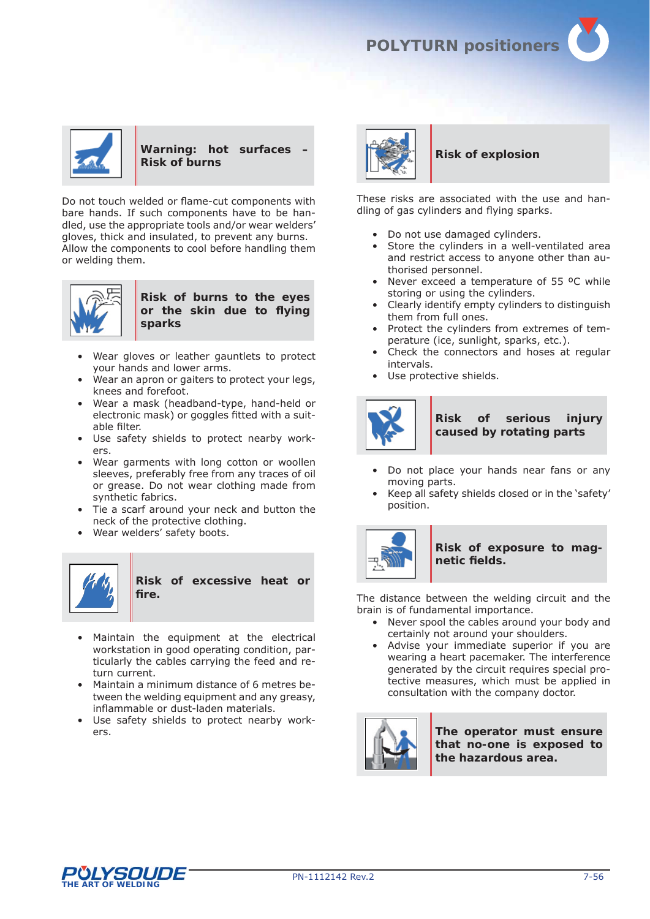### Warning: hot surfaces – Risk of burns

Do not touch welded or flame-cut components with bare hands. If such components have to be handled, use the appropriate tools and/or wear welders' gloves, thick and insulated, to prevent any burns. Allow the components to cool before handling them or welding them.

### Risk of burns to the eyes or the skin due to flying sparks

- Wear gloves or leather gauntlets to protect your hands and lower arms.
- Wear an apron or gaiters to protect your legs, knees and forefoot.
- Wear a mask (headband-type, hand-held or electronic mask) or goggles fitted with a suitable filter.
- Use safety shields to protect nearby workers.
- Wear garments with long cotton or woollen sleeves, preferably free from any traces of oil or grease. Do not wear clothing made from synthetic fabrics.
- Tie a scarf around your neck and button the neck of the protective clothing.
- Wear welders' safety boots.

### Risk of excessive heat or fire.

- Maintain the equipment at the electrical workstation in good operating condition, particularly the cables carrying the feed and return current.
- Maintain a minimum distance of 6 metres between the welding equipment and any greasy, inflammable or dust-laden materials.
- Use safety shields to protect nearby workers.

### Risk of explosion

These risks are associated with the use and handling of gas cylinders and flying sparks.

- Do not use damaged cylinders.
- Store the cylinders in a well-ventilated area and restrict access to anyone other than authorised personnel.
- Never exceed a temperature of 55 ºC while storing or using the cylinders.
- Clearly identify empty cylinders to distinguish them from full ones.
- Protect the cylinders from extremes of temperature (ice, sunlight, sparks, etc.).
- Check the connectors and hoses at regular intervals.
- Use protective shields.

### Risk of serious injury caused by rotating parts

- Do not place your hands near fans or any moving parts.
- Keep all safety shields closed or in the 'safety' position.

### Risk of exposure to magnetic fields.

The distance between the welding circuit and the brain is of fundamental importance.

- Never spool the cables around your body and certainly not around your shoulders.
- Advise your immediate superior if you are wearing a heart pacemaker. The interference generated by the circuit requires special protective measures, which must be applied in consultation with the company doctor.

### The operator must ensure that no-one is exposed to the hazardous area.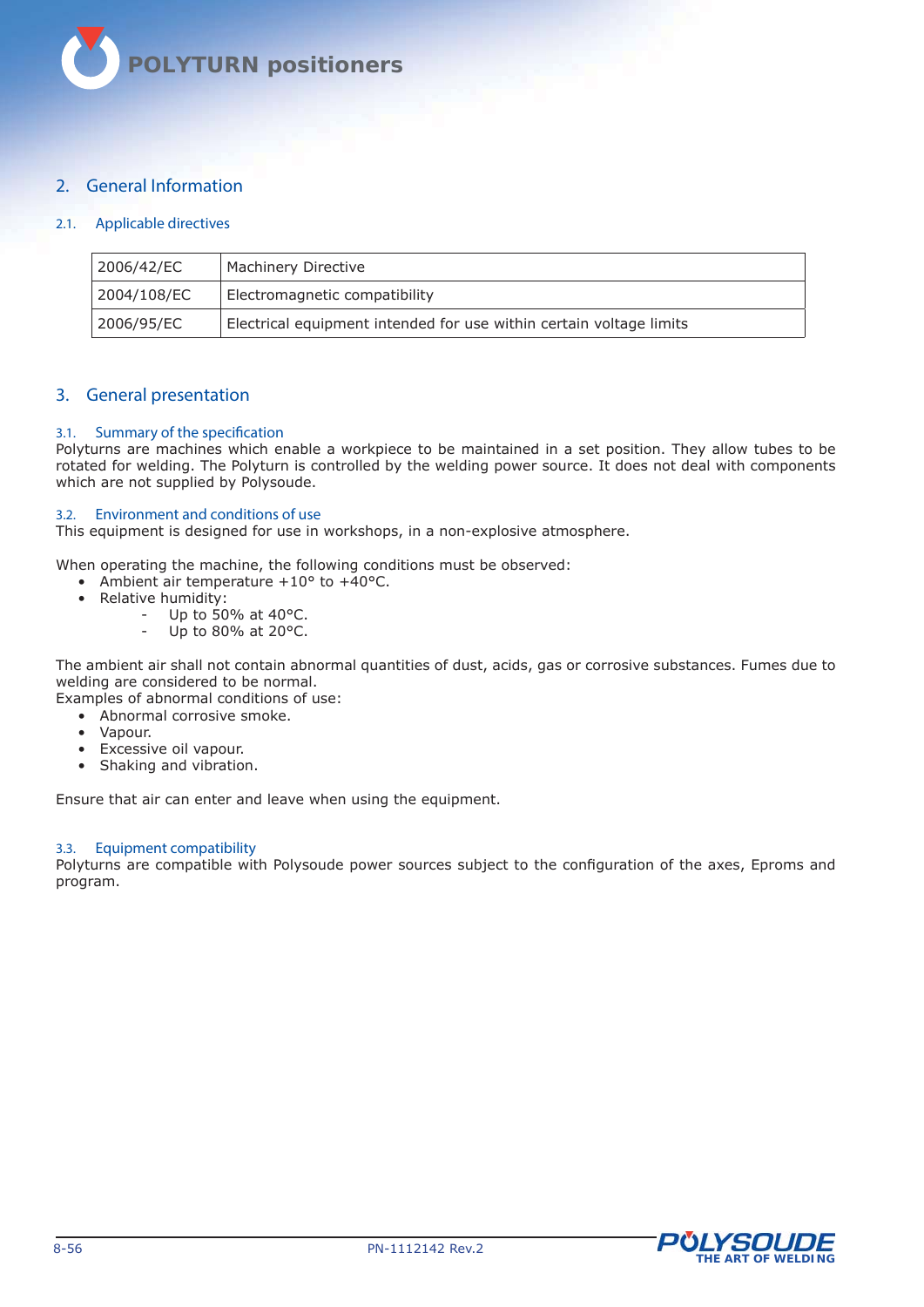## 2. General Information

### 2.1. Applicable directives

| | |
|---|---|
| 2006/42/EC | Machinery Directive |
| 2004/108/EC | Electromagnetic compatibility |
| 2006/95/EC | Electrical equipment intended for use within certain voltage limits |

## 3. General presentation

### 3.1. Summary of the specification

Polyturns are machines which enable a workpiece to be maintained in a set position. They allow tubes to be rotated for welding. The Polyturn is controlled by the welding power source. It does not deal with components which are not supplied by Polysoude.

### 3.2. Environment and conditions of use

This equipment is designed for use in workshops, in a non-explosive atmosphere.

When operating the machine, the following conditions must be observed:

- Ambient air temperature +10° to +40°C.
- Relative humidity:
  - Up to 50% at 40°C.
  - Up to 80% at 20°C.

The ambient air shall not contain abnormal quantities of dust, acids, gas or corrosive substances. Fumes due to welding are considered to be normal.
Examples of abnormal conditions of use:

- Abnormal corrosive smoke.
- Vapour.
- Excessive oil vapour.
- Shaking and vibration.

Ensure that air can enter and leave when using the equipment.

### 3.3. Equipment compatibility

Polyturns are compatible with Polysoude power sources subject to the configuration of the axes, Eproms and program.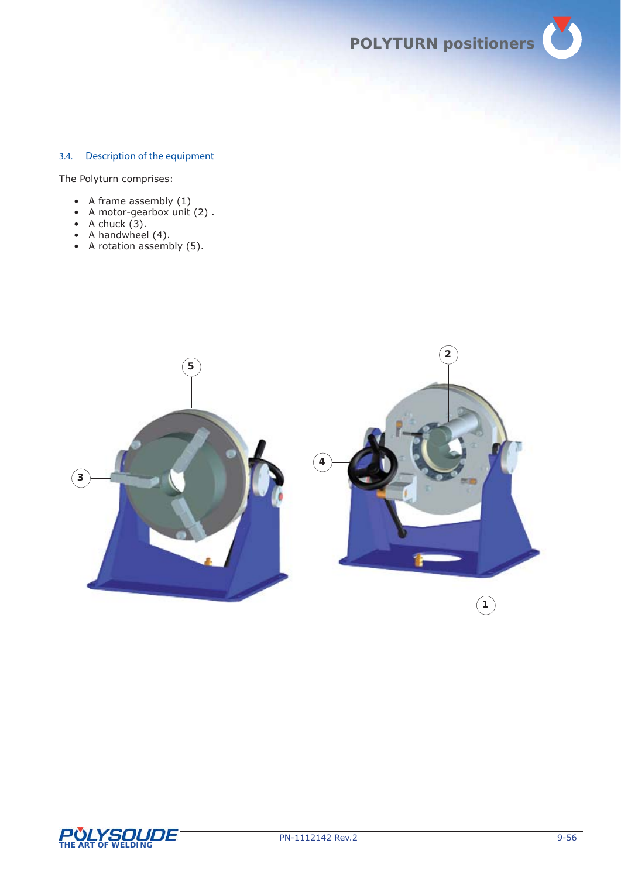## 3.4. Description of the equipment

The Polyturn comprises:

- A frame assembly (1)
- A motor-gearbox unit (2) .
- A chuck (3).
- A handwheel (4).
- A rotation assembly (5).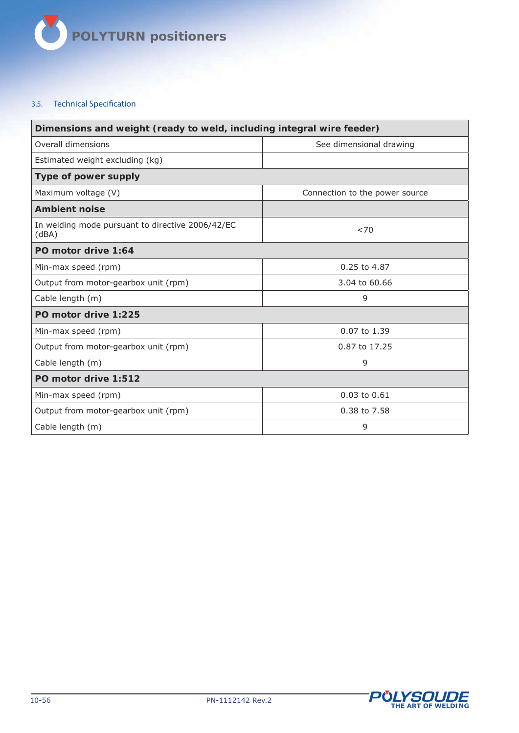### 3.5. Technical Specification

| Dimensions and weight (ready to weld, including integral wire feeder) | |
|---|---|
| Overall dimensions | See dimensional drawing |
| Estimated weight excluding (kg) | |
| **Type of power supply** | |
| Maximum voltage (V) | Connection to the power source |
| **Ambient noise** | |
| In welding mode pursuant to directive 2006/42/EC (dBA) | <70 |
| **PO motor drive 1:64** | |
| Min-max speed (rpm) | 0.25 to 4.87 |
| Output from motor-gearbox unit (rpm) | 3.04 to 60.66 |
| Cable length (m) | 9 |
| **PO motor drive 1:225** | |
| Min-max speed (rpm) | 0.07 to 1.39 |
| Output from motor-gearbox unit (rpm) | 0.87 to 17.25 |
| Cable length (m) | 9 |
| **PO motor drive 1:512** | |
| Min-max speed (rpm) | 0.03 to 0.61 |
| Output from motor-gearbox unit (rpm) | 0.38 to 7.58 |
| Cable length (m) | 9 |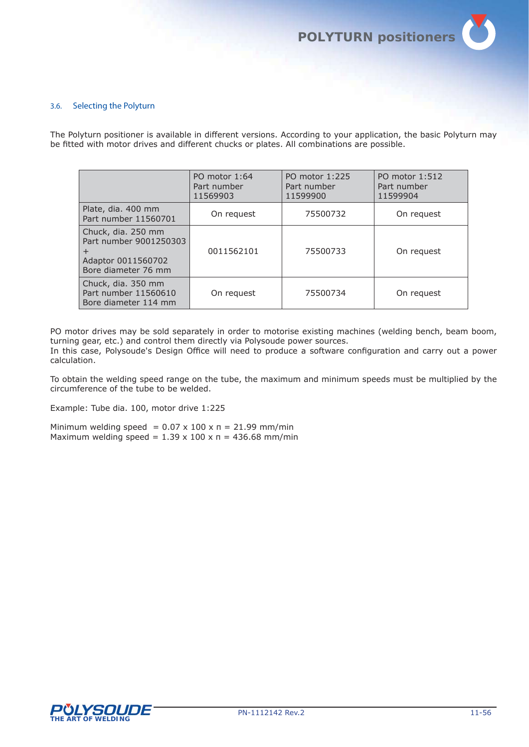### 3.6. Selecting the Polyturn

The Polyturn positioner is available in different versions. According to your application, the basic Polyturn may be fitted with motor drives and different chucks or plates. All combinations are possible.

| | PO motor 1:64<br>Part number<br>11569903 | PO motor 1:225<br>Part number<br>11599900 | PO motor 1:512<br>Part number<br>11599904 |
|---|---|---|---|
| Plate, dia. 400 mm<br>Part number 11560701 | On request | 75500732 | On request |
| Chuck, dia. 250 mm<br>Part number 9001250303<br>+<br>Adaptor 0011560702<br>Bore diameter 76 mm | 0011562101 | 75500733 | On request |
| Chuck, dia. 350 mm<br>Part number 11560610<br>Bore diameter 114 mm | On request | 75500734 | On request |

PO motor drives may be sold separately in order to motorise existing machines (welding bench, beam boom, turning gear, etc.) and control them directly via Polysoude power sources.
In this case, Polysoude's Design Office will need to produce a software configuration and carry out a power calculation.

To obtain the welding speed range on the tube, the maximum and minimum speeds must be multiplied by the circumference of the tube to be welded.

Example: Tube dia. 100, motor drive 1:225

Minimum welding speed = $0.07 \times 100 \times \pi = 21.99$ mm/min
Maximum welding speed = $1.39 \times 100 \times \pi = 436.68$ mm/min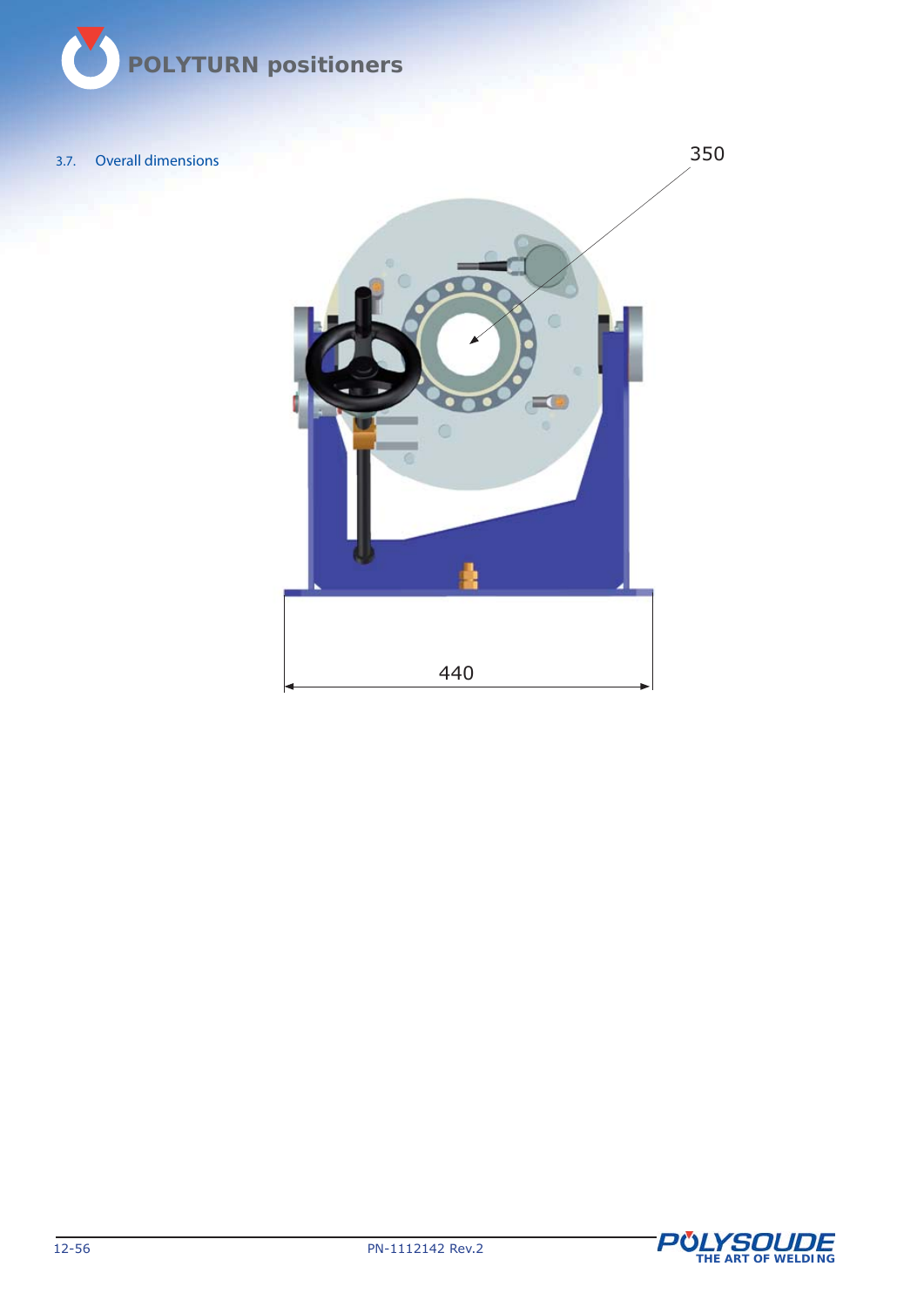## 3.7. Overall dimensions

350

440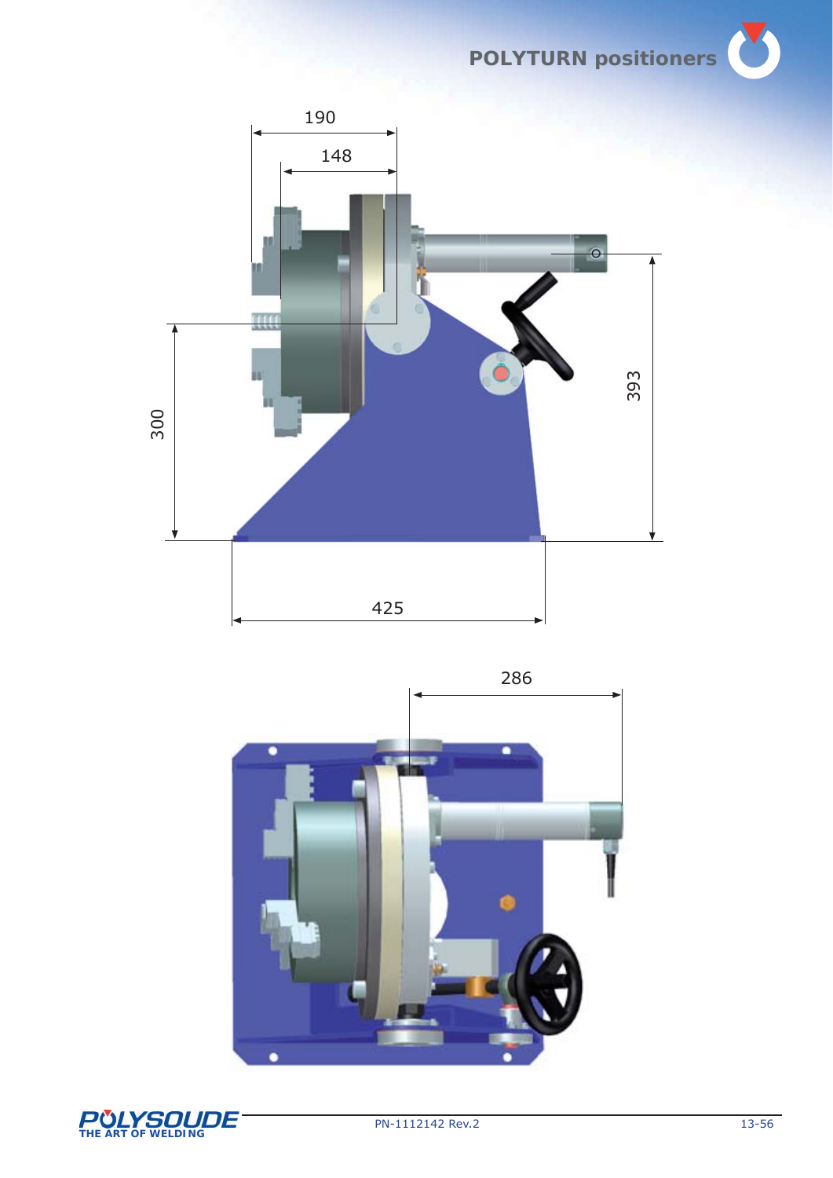190

148

300

393

425

286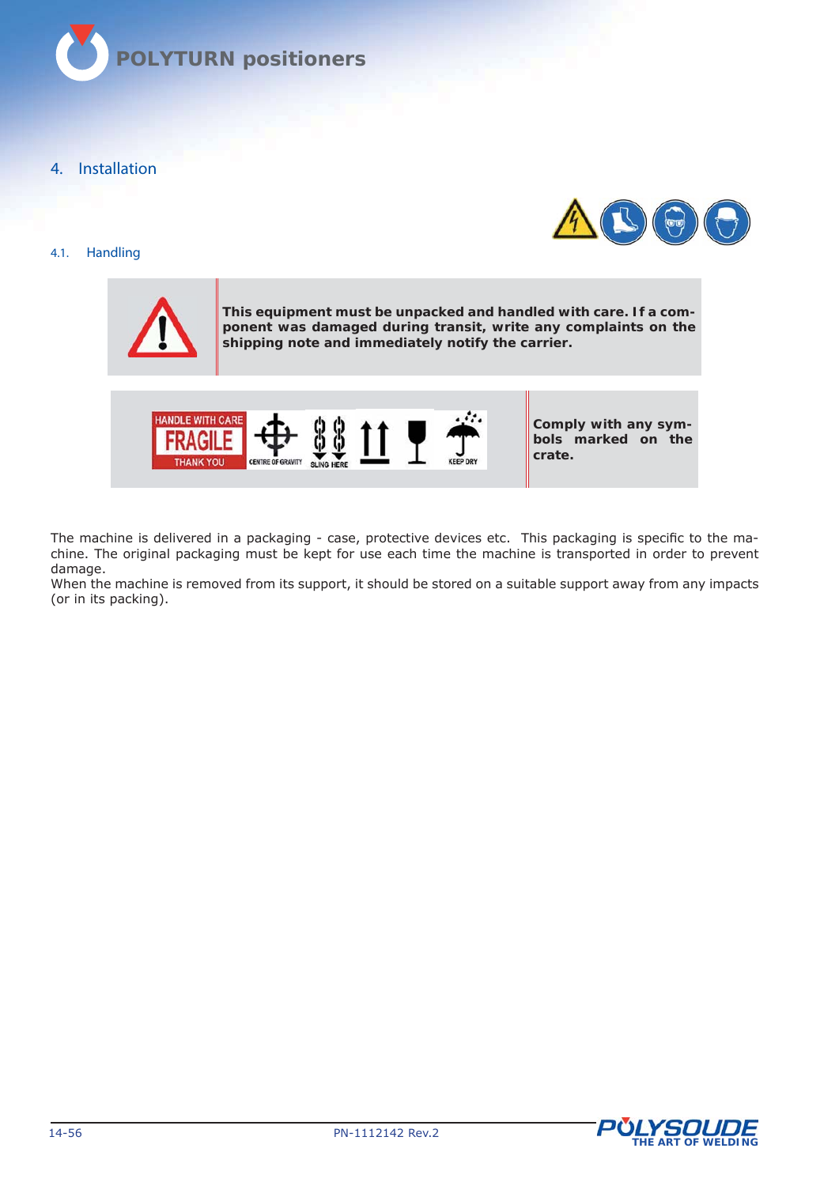# 4. Installation

## 4.1. Handling

**This equipment must be unpacked and handled with care. If a component was damaged during transit, write any complaints on the shipping note and immediately notify the carrier.**

HANDLE WITH CARE FRAGILE THANK YOU — CENTRE OF GRAVITY — SLING HERE — KEEP DRY

**Comply with any symbols marked on the crate.**

The machine is delivered in a packaging - case, protective devices etc. This packaging is specific to the machine. The original packaging must be kept for use each time the machine is transported in order to prevent damage.
When the machine is removed from its support, it should be stored on a suitable support away from any impacts (or in its packing).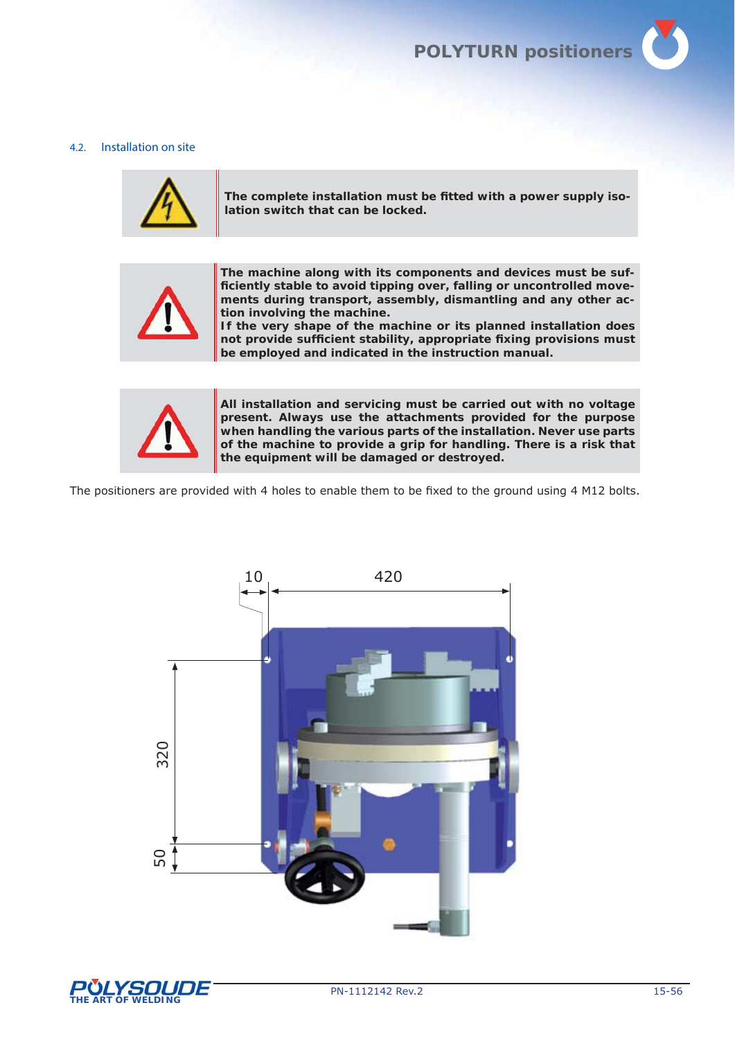## 4.2. Installation on site

**The complete installation must be fitted with a power supply isolation switch that can be locked.**

**The machine along with its components and devices must be sufficiently stable to avoid tipping over, falling or uncontrolled movements during transport, assembly, dismantling and any other action involving the machine.**
**If the very shape of the machine or its planned installation does not provide sufficient stability, appropriate fixing provisions must be employed and indicated in the instruction manual.**

**All installation and servicing must be carried out with no voltage present. Always use the attachments provided for the purpose when handling the various parts of the installation. Never use parts of the machine to provide a grip for handling. There is a risk that the equipment will be damaged or destroyed.**

The positioners are provided with 4 holes to enable them to be fixed to the ground using 4 M12 bolts.

10
420
320
50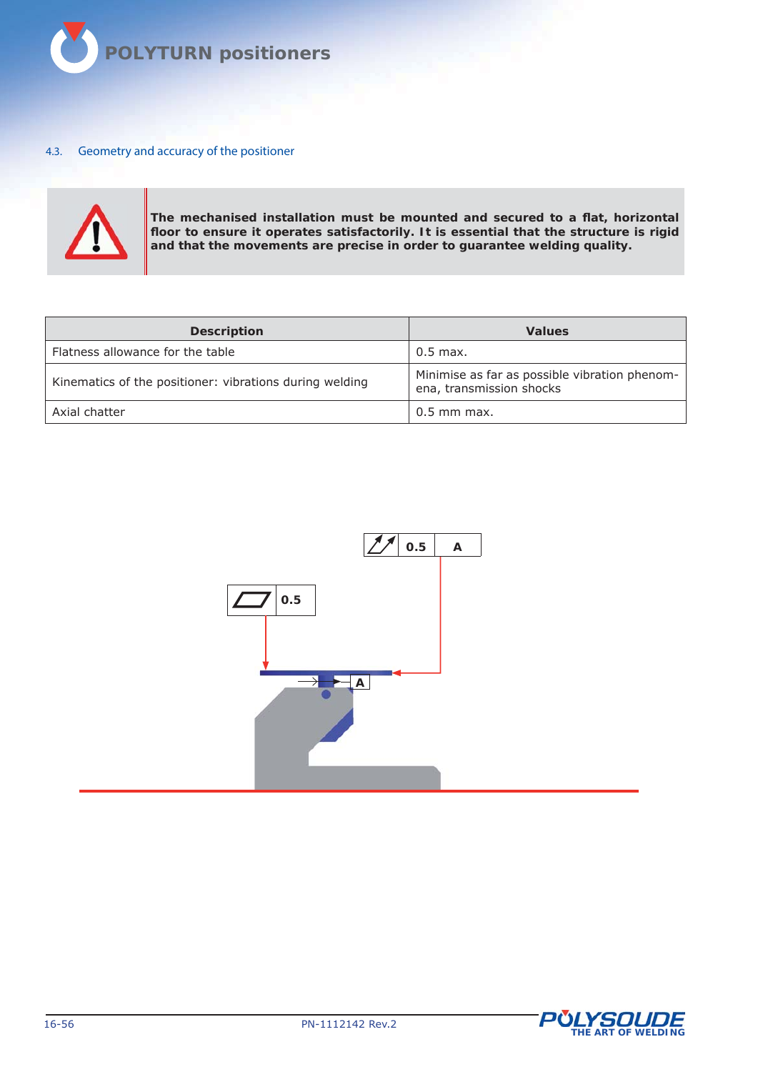## 4.3. Geometry and accuracy of the positioner

**The mechanised installation must be mounted and secured to a flat, horizontal floor to ensure it operates satisfactorily. It is essential that the structure is rigid and that the movements are precise in order to guarantee welding quality.**

| Description | Values |
|---|---|
| Flatness allowance for the table | 0.5 max. |
| Kinematics of the positioner: vibrations during welding | Minimise as far as possible vibration phenomena, transmission shocks |
| Axial chatter | 0.5 mm max. |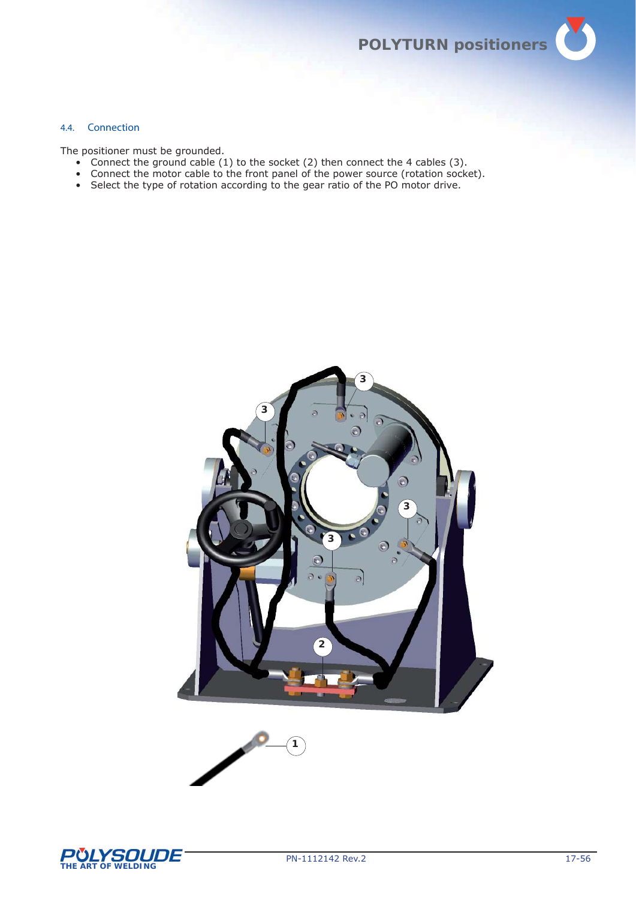## 4.4. Connection

The positioner must be grounded.

- Connect the ground cable (1) to the socket (2) then connect the 4 cables (3).
- Connect the motor cable to the front panel of the power source (rotation socket).
- Select the type of rotation according to the gear ratio of the PO motor drive.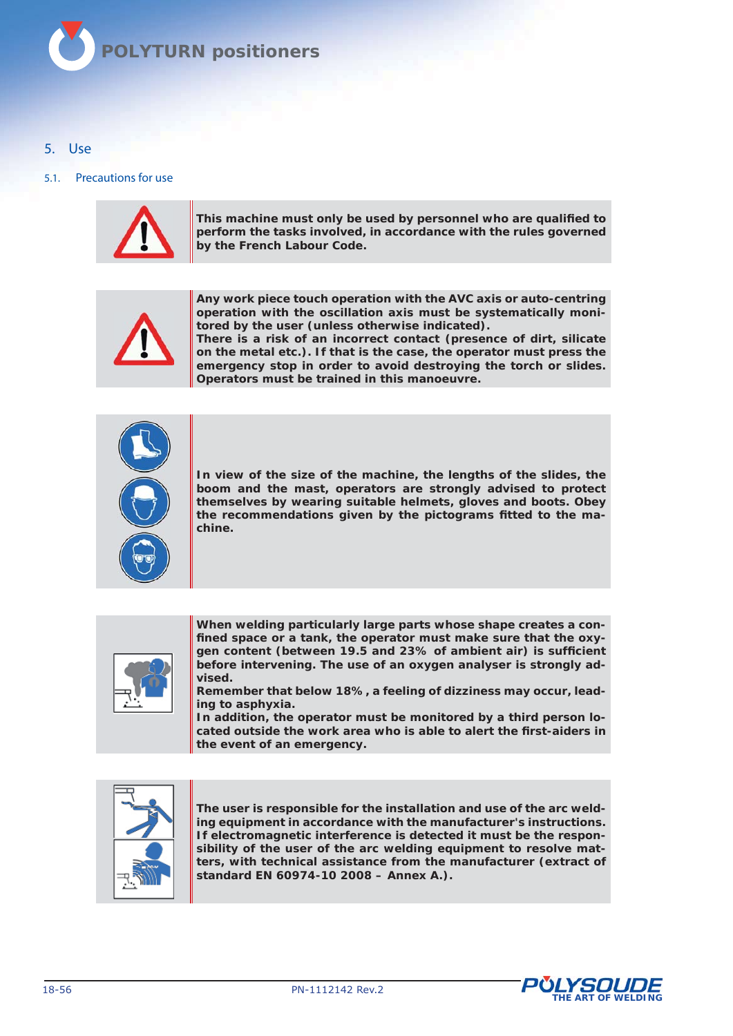## 5. Use

### 5.1. Precautions for use

**This machine must only be used by personnel who are qualified to perform the tasks involved, in accordance with the rules governed by the French Labour Code.**

**Any work piece touch operation with the AVC axis or auto-centring operation with the oscillation axis must be systematically monitored by the user (unless otherwise indicated).**
**There is a risk of an incorrect contact (presence of dirt, silicate on the metal etc.). If that is the case, the operator must press the emergency stop in order to avoid destroying the torch or slides. Operators must be trained in this manoeuvre.**

**In view of the size of the machine, the lengths of the slides, the boom and the mast, operators are strongly advised to protect themselves by wearing suitable helmets, gloves and boots. Obey the recommendations given by the pictograms fitted to the machine.**

**When welding particularly large parts whose shape creates a confined space or a tank, the operator must make sure that the oxygen content (between 19.5 and 23% of ambient air) is sufficient before intervening. The use of an oxygen analyser is strongly advised.**
**Remember that below 18% , a feeling of dizziness may occur, leading to asphyxia.**
**In addition, the operator must be monitored by a third person located outside the work area who is able to alert the first-aiders in the event of an emergency.**

**The user is responsible for the installation and use of the arc welding equipment in accordance with the manufacturer's instructions. If electromagnetic interference is detected it must be the responsibility of the user of the arc welding equipment to resolve matters, with technical assistance from the manufacturer (extract of standard EN 60974-10 2008 – Annex A.).**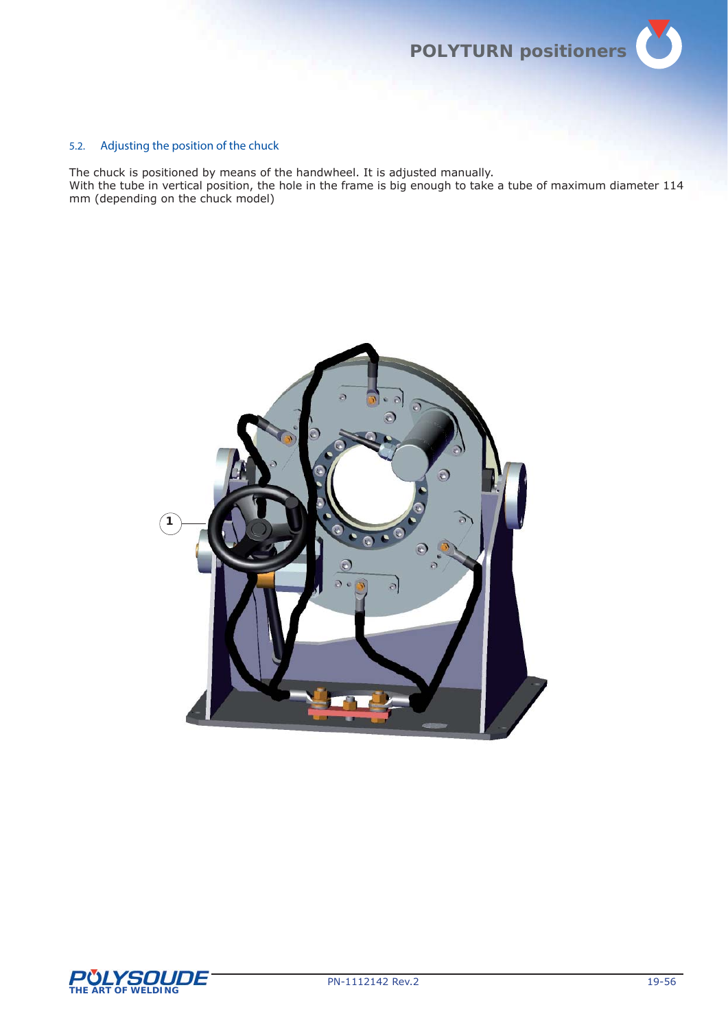## 5.2. Adjusting the position of the chuck

The chuck is positioned by means of the handwheel. It is adjusted manually.
With the tube in vertical position, the hole in the frame is big enough to take a tube of maximum diameter 114 mm (depending on the chuck model)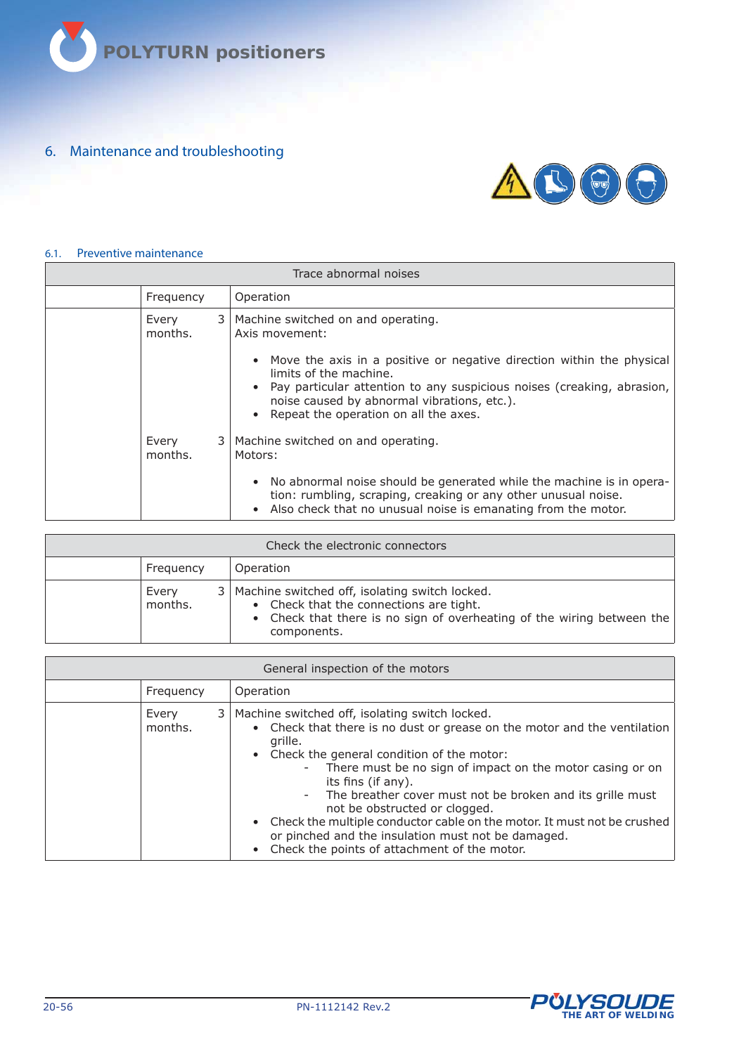# 6. Maintenance and troubleshooting

## 6.1. Preventive maintenance

| Trace abnormal noises | | |
|---|---|---|
| | Frequency | Operation |
| | Every 3 months. | Machine switched on and operating.<br>Axis movement:<br>• Move the axis in a positive or negative direction within the physical limits of the machine.<br>• Pay particular attention to any suspicious noises (creaking, abrasion, noise caused by abnormal vibrations, etc.).<br>• Repeat the operation on all the axes. |
| | Every 3 months. | Machine switched on and operating.<br>Motors:<br>• No abnormal noise should be generated while the machine is in operation: rumbling, scraping, creaking or any other unusual noise.<br>• Also check that no unusual noise is emanating from the motor. |

| Check the electronic connectors | | |
|---|---|---|
| | Frequency | Operation |
| | Every 3 months. | Machine switched off, isolating switch locked.<br>• Check that the connections are tight.<br>• Check that there is no sign of overheating of the wiring between the components. |

| General inspection of the motors | | |
|---|---|---|
| | Frequency | Operation |
| | Every 3 months. | Machine switched off, isolating switch locked.<br>• Check that there is no dust or grease on the motor and the ventilation grille.<br>• Check the general condition of the motor:<br>&nbsp;&nbsp;- There must be no sign of impact on the motor casing or on its fins (if any).<br>&nbsp;&nbsp;- The breather cover must not be broken and its grille must not be obstructed or clogged.<br>• Check the multiple conductor cable on the motor. It must not be crushed or pinched and the insulation must not be damaged.<br>• Check the points of attachment of the motor. |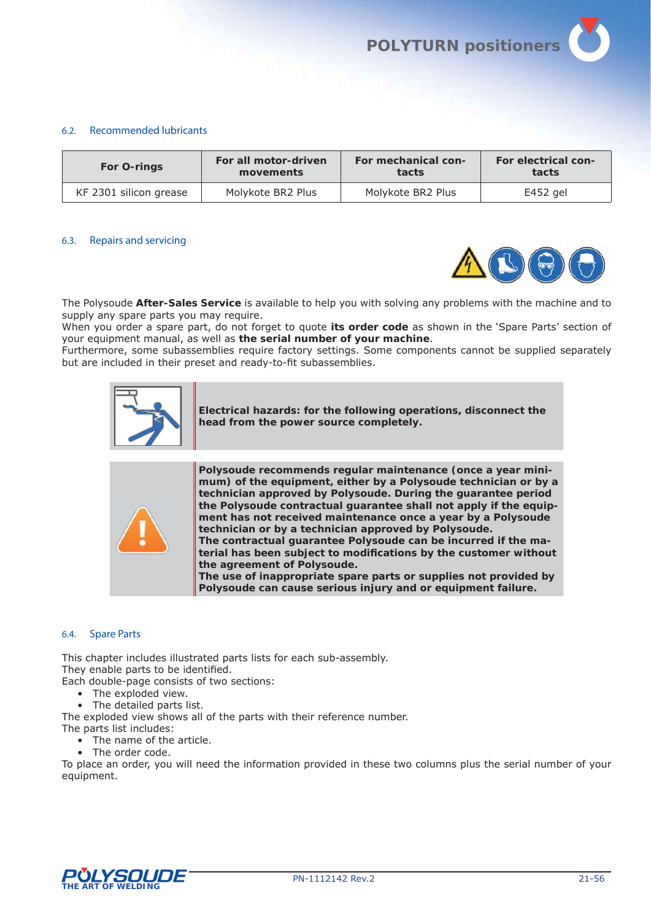## 6.2. Recommended lubricants

| For O-rings | For all motor-driven movements | For mechanical contacts | For electrical contacts |
|---|---|---|---|
| KF 2301 silicon grease | Molykote BR2 Plus | Molykote BR2 Plus | E452 gel |

## 6.3. Repairs and servicing

The Polysoude **After-Sales Service** is available to help you with solving any problems with the machine and to supply any spare parts you may require.
When you order a spare part, do not forget to quote **its order code** as shown in the 'Spare Parts' section of your equipment manual, as well as **the serial number of your machine**.
Furthermore, some subassemblies require factory settings. Some components cannot be supplied separately but are included in their preset and ready-to-fit subassemblies.

**Electrical hazards: for the following operations, disconnect the head from the power source completely.**

**Polysoude recommends regular maintenance (once a year minimum) of the equipment, either by a Polysoude technician or by a technician approved by Polysoude. During the guarantee period the Polysoude contractual guarantee shall not apply if the equipment has not received maintenance once a year by a Polysoude technician or by a technician approved by Polysoude.**
**The contractual guarantee Polysoude can be incurred if the material has been subject to modifications by the customer without the agreement of Polysoude.**
**The use of inappropriate spare parts or supplies not provided by Polysoude can cause serious injury and or equipment failure.**

## 6.4. Spare Parts

This chapter includes illustrated parts lists for each sub-assembly.
They enable parts to be identified.
Each double-page consists of two sections:

- The exploded view.
- The detailed parts list.

The exploded view shows all of the parts with their reference number.
The parts list includes:

- The name of the article.
- The order code.

To place an order, you will need the information provided in these two columns plus the serial number of your equipment.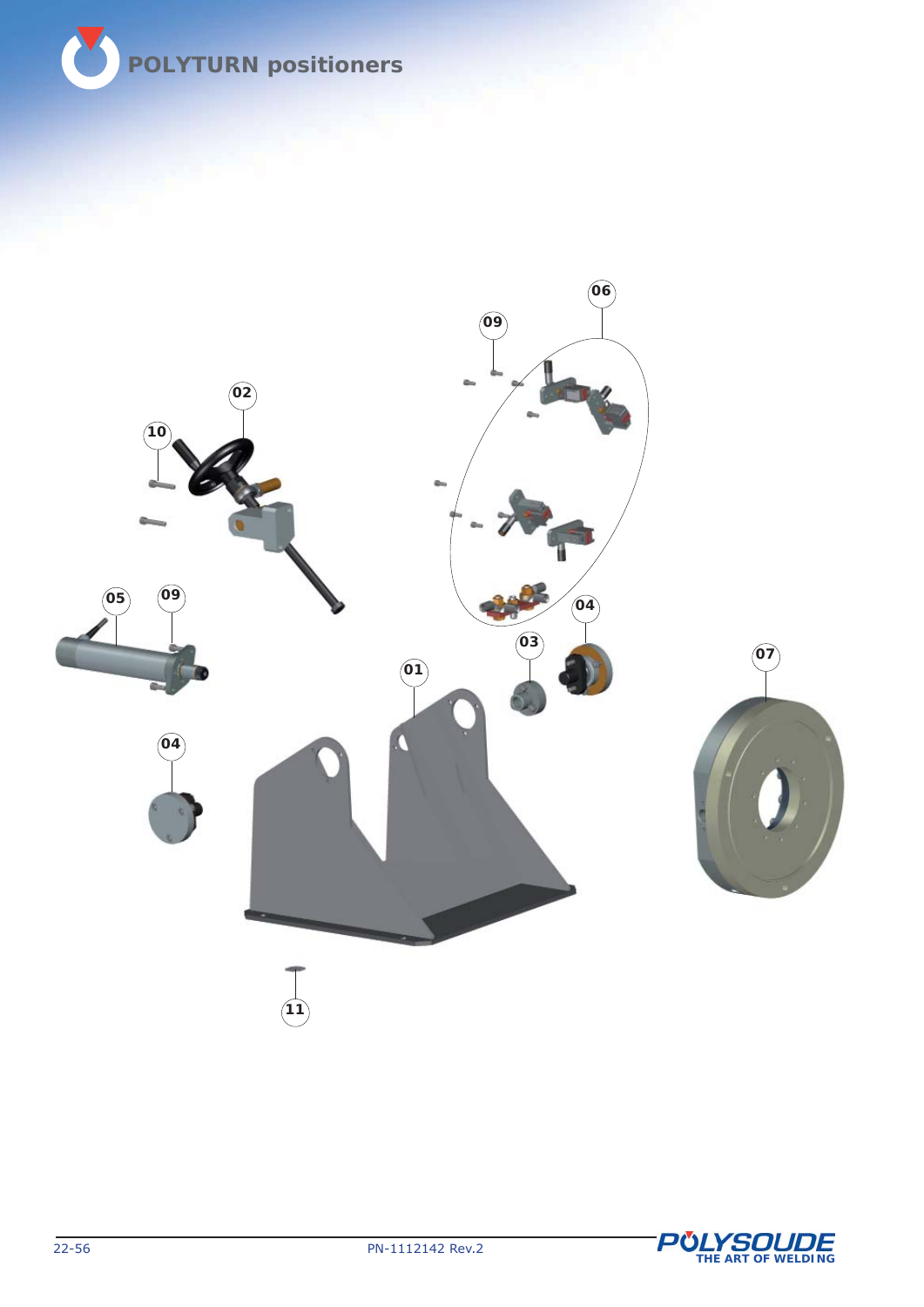# POLYTURN positioners

02

10

05

09

04

06

09

04

03

01

07

11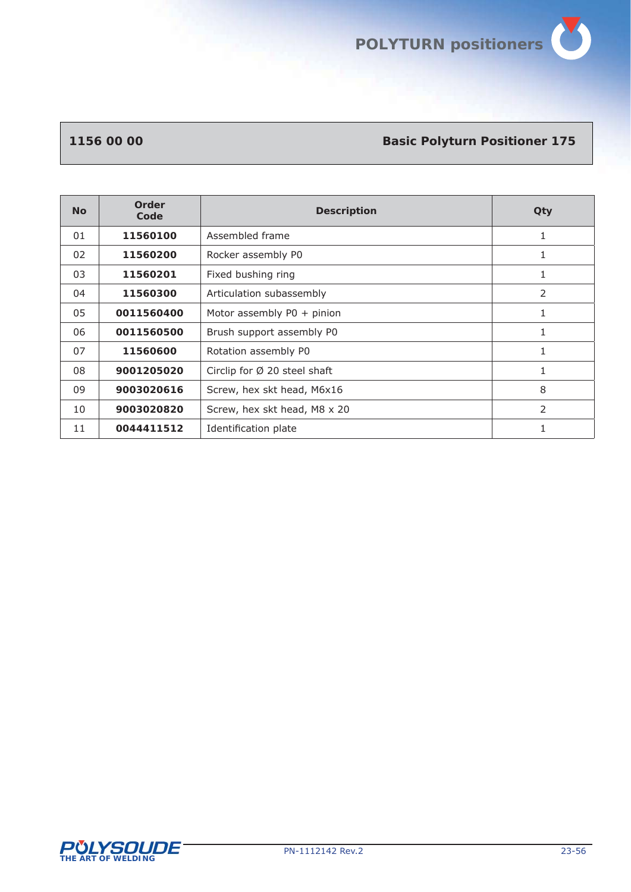## 1156 00 00 — Basic Polyturn Positioner 175

| No | Order Code | Description | Qty |
|---|---|---|---|
| 01 | **11560100** | Assembled frame | 1 |
| 02 | **11560200** | Rocker assembly P0 | 1 |
| 03 | **11560201** | Fixed bushing ring | 1 |
| 04 | **11560300** | Articulation subassembly | 2 |
| 05 | **0011560400** | Motor assembly P0 + pinion | 1 |
| 06 | **0011560500** | Brush support assembly P0 | 1 |
| 07 | **11560600** | Rotation assembly P0 | 1 |
| 08 | **9001205020** | Circlip for Ø 20 steel shaft | 1 |
| 09 | **9003020616** | Screw, hex skt head, M6x16 | 8 |
| 10 | **9003020820** | Screw, hex skt head, M8 x 20 | 2 |
| 11 | **0044411512** | Identification plate | 1 |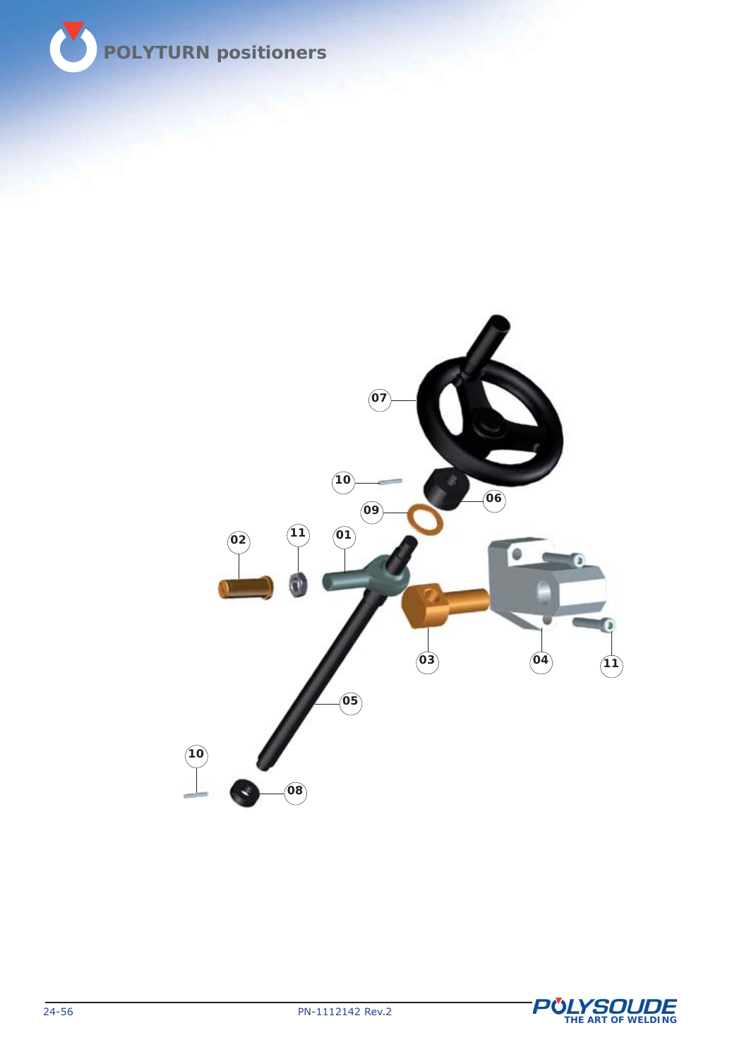07

10

06

09

02

11

01

03

04

11

05

10

08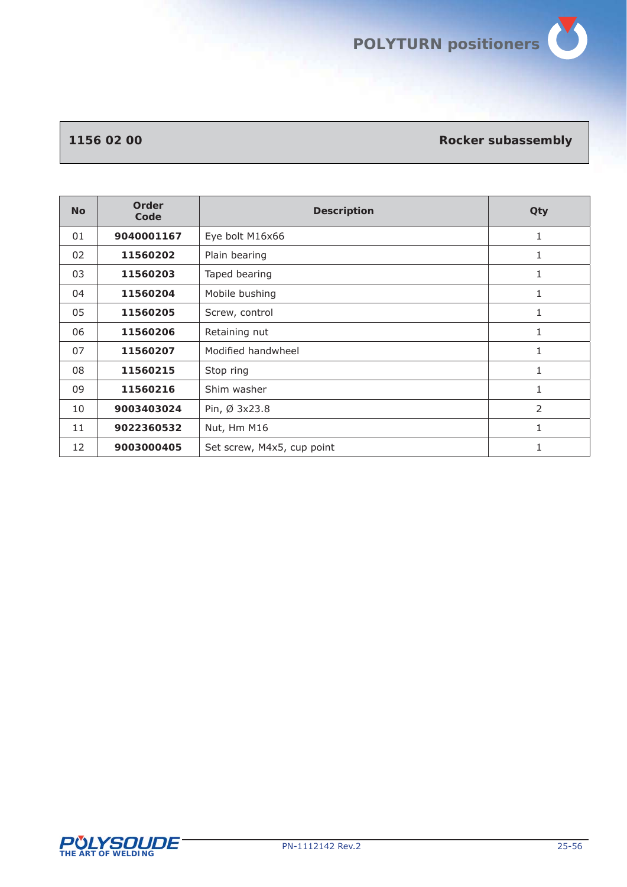## 1156 02 00 Rocker subassembly

| No | Order Code | Description | Qty |
|---|---|---|---|
| 01 | **9040001167** | Eye bolt M16x66 | 1 |
| 02 | **11560202** | Plain bearing | 1 |
| 03 | **11560203** | Taped bearing | 1 |
| 04 | **11560204** | Mobile bushing | 1 |
| 05 | **11560205** | Screw, control | 1 |
| 06 | **11560206** | Retaining nut | 1 |
| 07 | **11560207** | Modified handwheel | 1 |
| 08 | **11560215** | Stop ring | 1 |
| 09 | **11560216** | Shim washer | 1 |
| 10 | **9003403024** | Pin, Ø 3x23.8 | 2 |
| 11 | **9022360532** | Nut, Hm M16 | 1 |
| 12 | **9003000405** | Set screw, M4x5, cup point | 1 |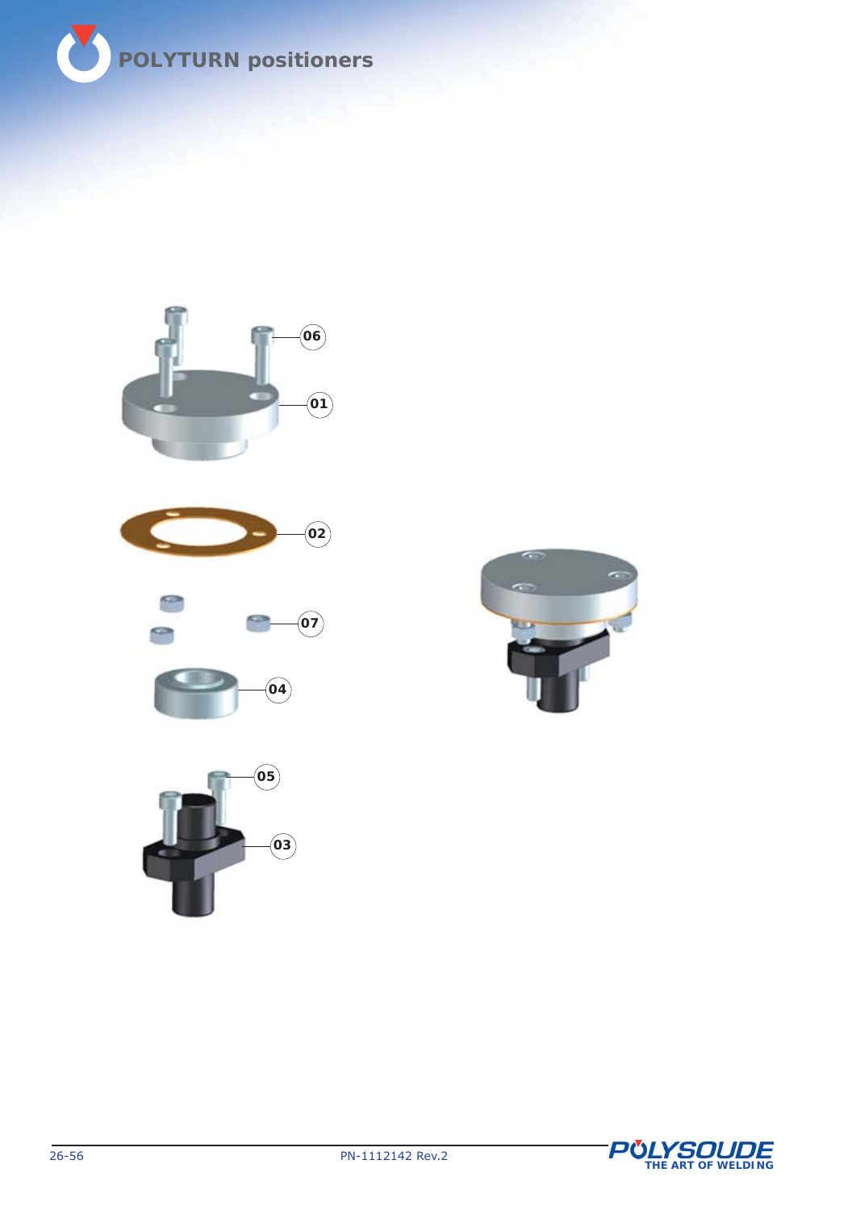# POLYTURN positioners

06

01

02

07

04

05

03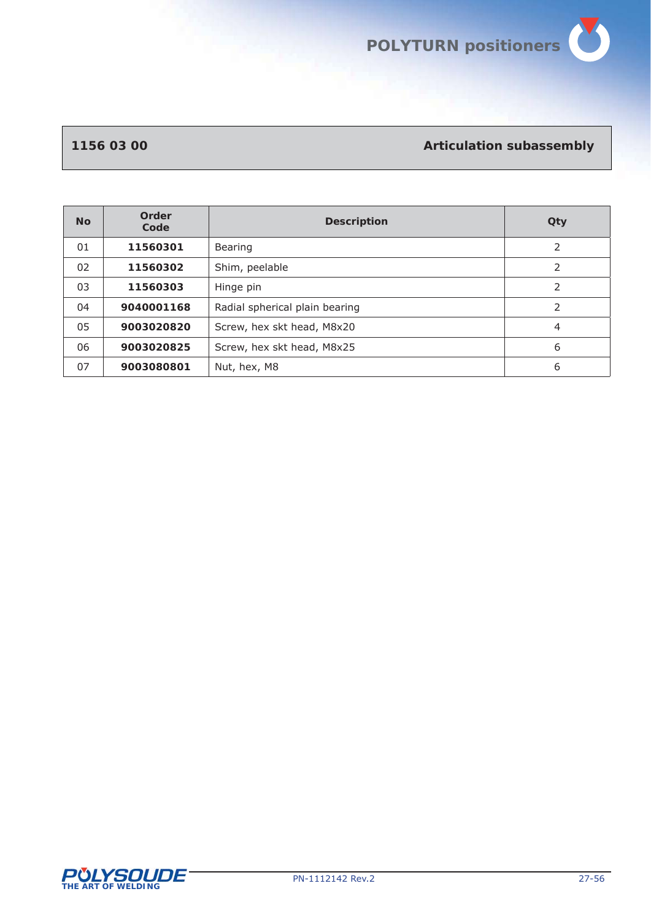## 1156 03 00 Articulation subassembly

| No | Order Code | Description | Qty |
|---|---|---|---|
| 01 | **11560301** | Bearing | 2 |
| 02 | **11560302** | Shim, peelable | 2 |
| 03 | **11560303** | Hinge pin | 2 |
| 04 | **9040001168** | Radial spherical plain bearing | 2 |
| 05 | **9003020820** | Screw, hex skt head, M8x20 | 4 |
| 06 | **9003020825** | Screw, hex skt head, M8x25 | 6 |
| 07 | **9003080801** | Nut, hex, M8 | 6 |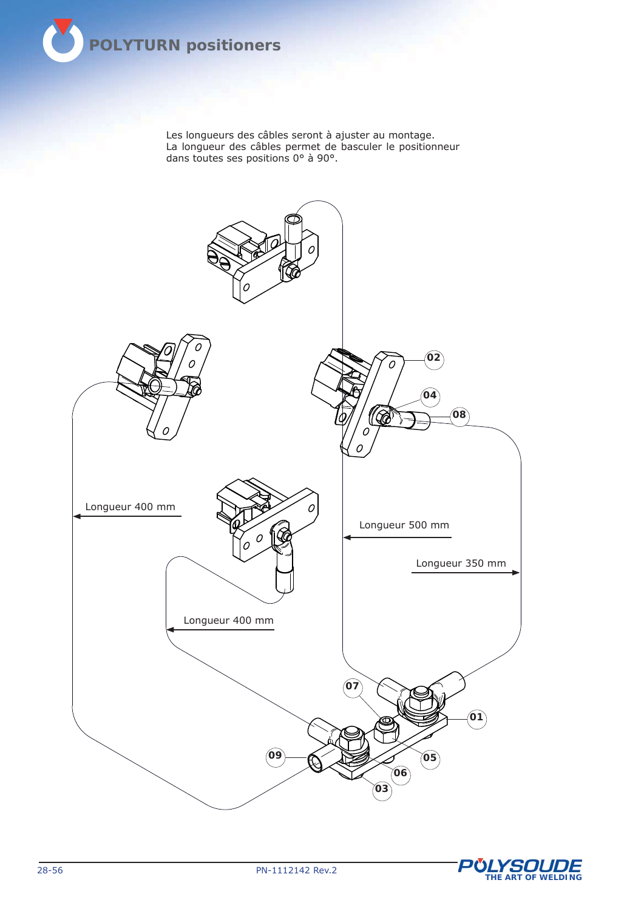# POLYTURN positioners

Les longueurs des câbles seront à ajuster au montage.
La longueur des câbles permet de basculer le positionneur dans toutes ses positions 0° à 90°.

Longueur 400 mm

Longueur 500 mm

Longueur 350 mm

Longueur 400 mm

02

04

08

07

01

05

09

06

03

PN-1112142 Rev.2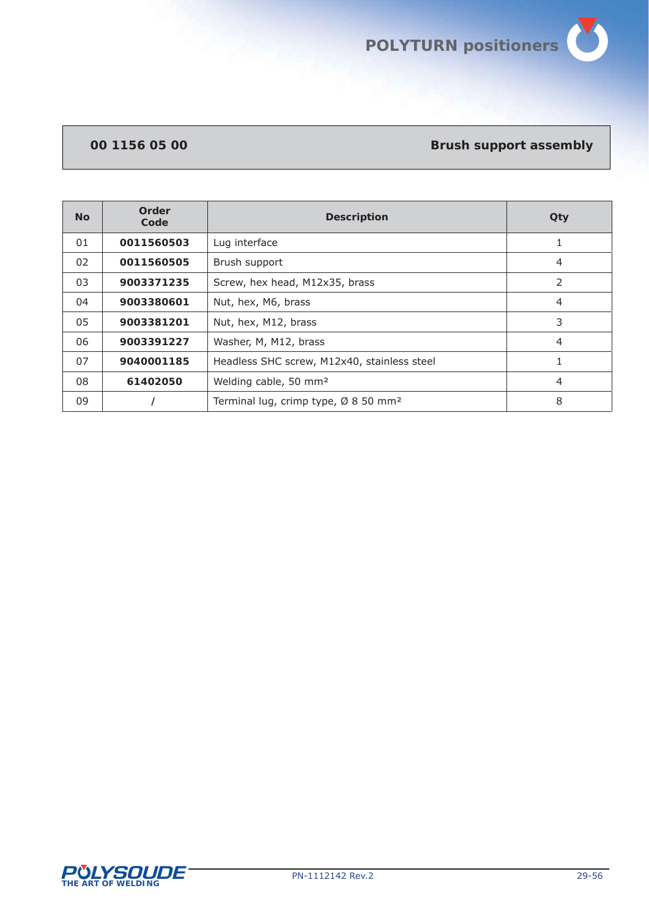## 00 1156 05 00 — Brush support assembly

| No | Order Code | Description | Qty |
|---|---|---|---|
| 01 | **0011560503** | Lug interface | 1 |
| 02 | **0011560505** | Brush support | 4 |
| 03 | **9003371235** | Screw, hex head, M12x35, brass | 2 |
| 04 | **9003380601** | Nut, hex, M6, brass | 4 |
| 05 | **9003381201** | Nut, hex, M12, brass | 3 |
| 06 | **9003391227** | Washer, M, M12, brass | 4 |
| 07 | **9040001185** | Headless SHC screw, M12x40, stainless steel | 1 |
| 08 | **61402050** | Welding cable, 50 mm² | 4 |
| 09 | / | Terminal lug, crimp type, Ø 8 50 mm² | 8 |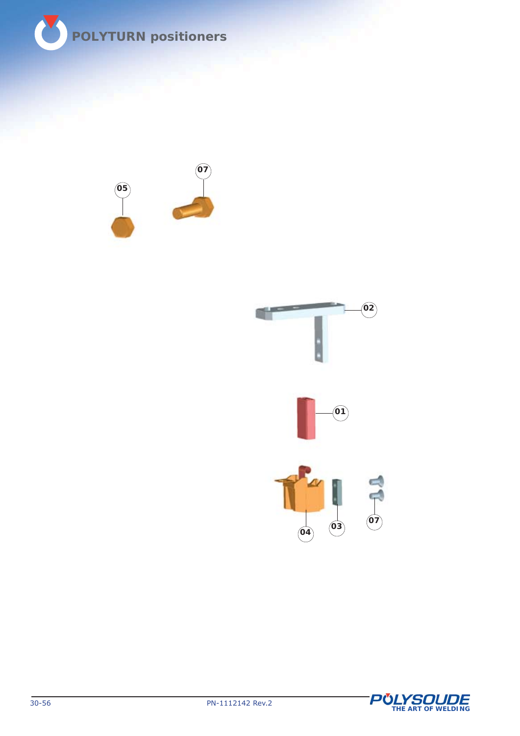07

05

02

01

04

03

07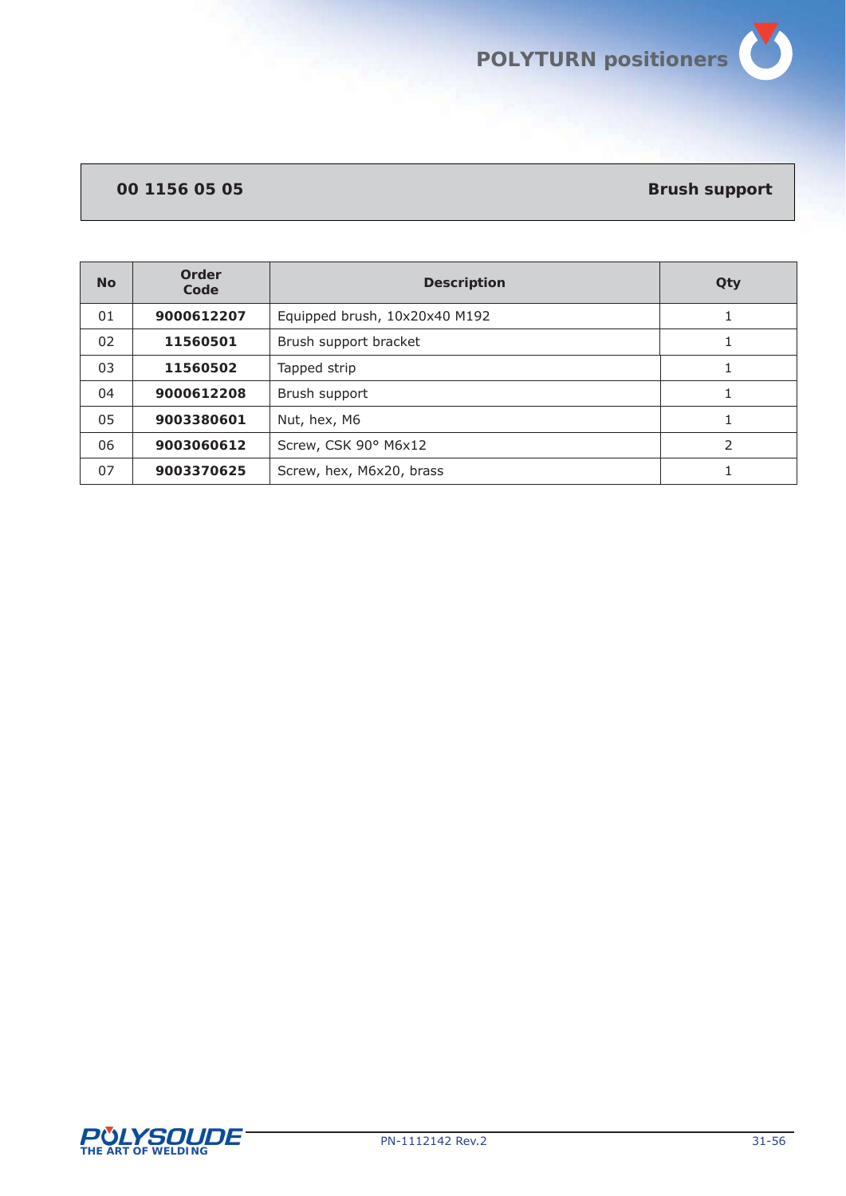## 00 1156 05 05 — Brush support

| No | Order Code | Description | Qty |
|---|---|---|---|
| 01 | **9000612207** | Equipped brush, 10x20x40 M192 | 1 |
| 02 | **11560501** | Brush support bracket | 1 |
| 03 | **11560502** | Tapped strip | 1 |
| 04 | **9000612208** | Brush support | 1 |
| 05 | **9003380601** | Nut, hex, M6 | 1 |
| 06 | **9003060612** | Screw, CSK 90° M6x12 | 2 |
| 07 | **9003370625** | Screw, hex, M6x20, brass | 1 |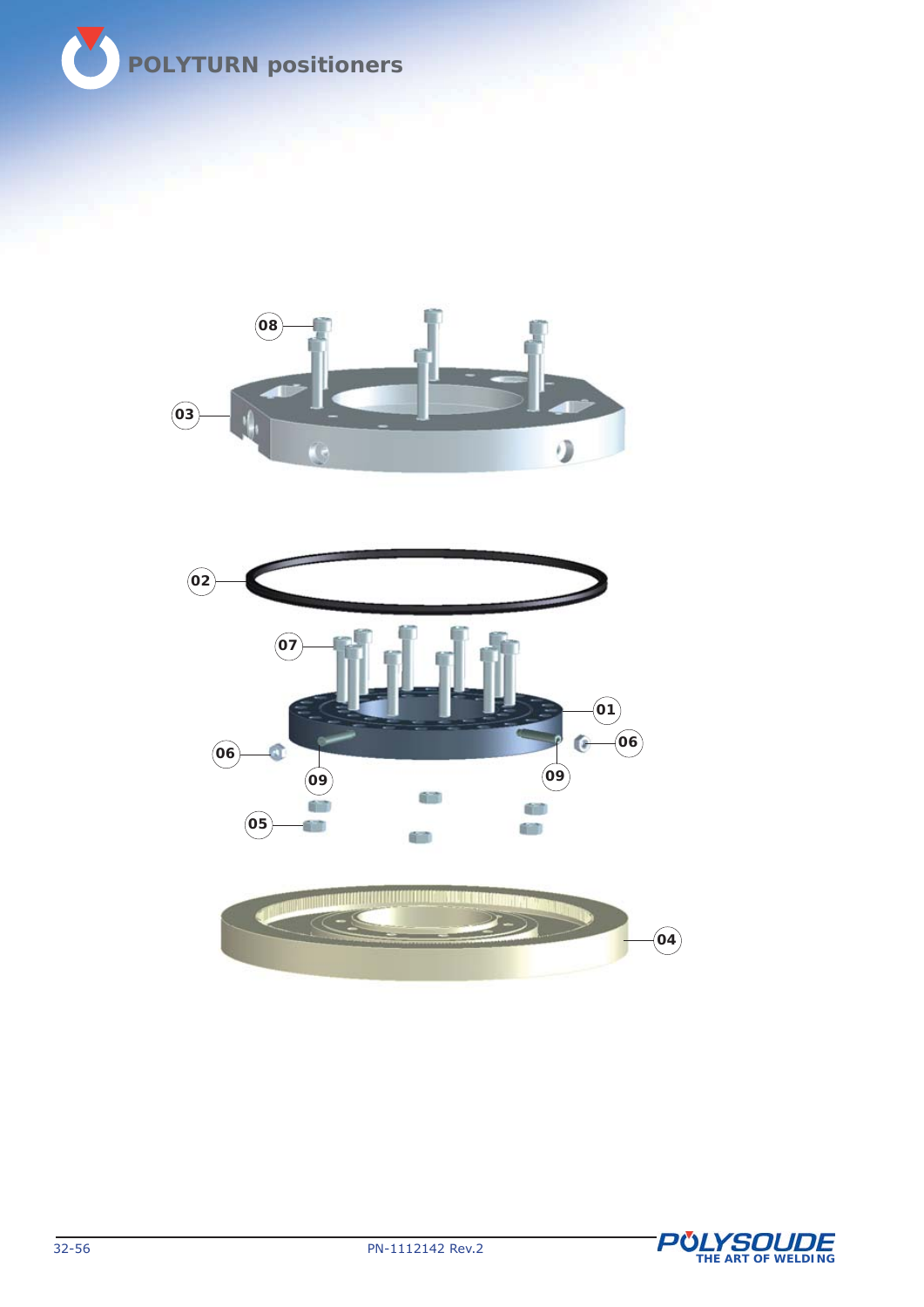08

03

02

07

01

06

06

09

09

05

04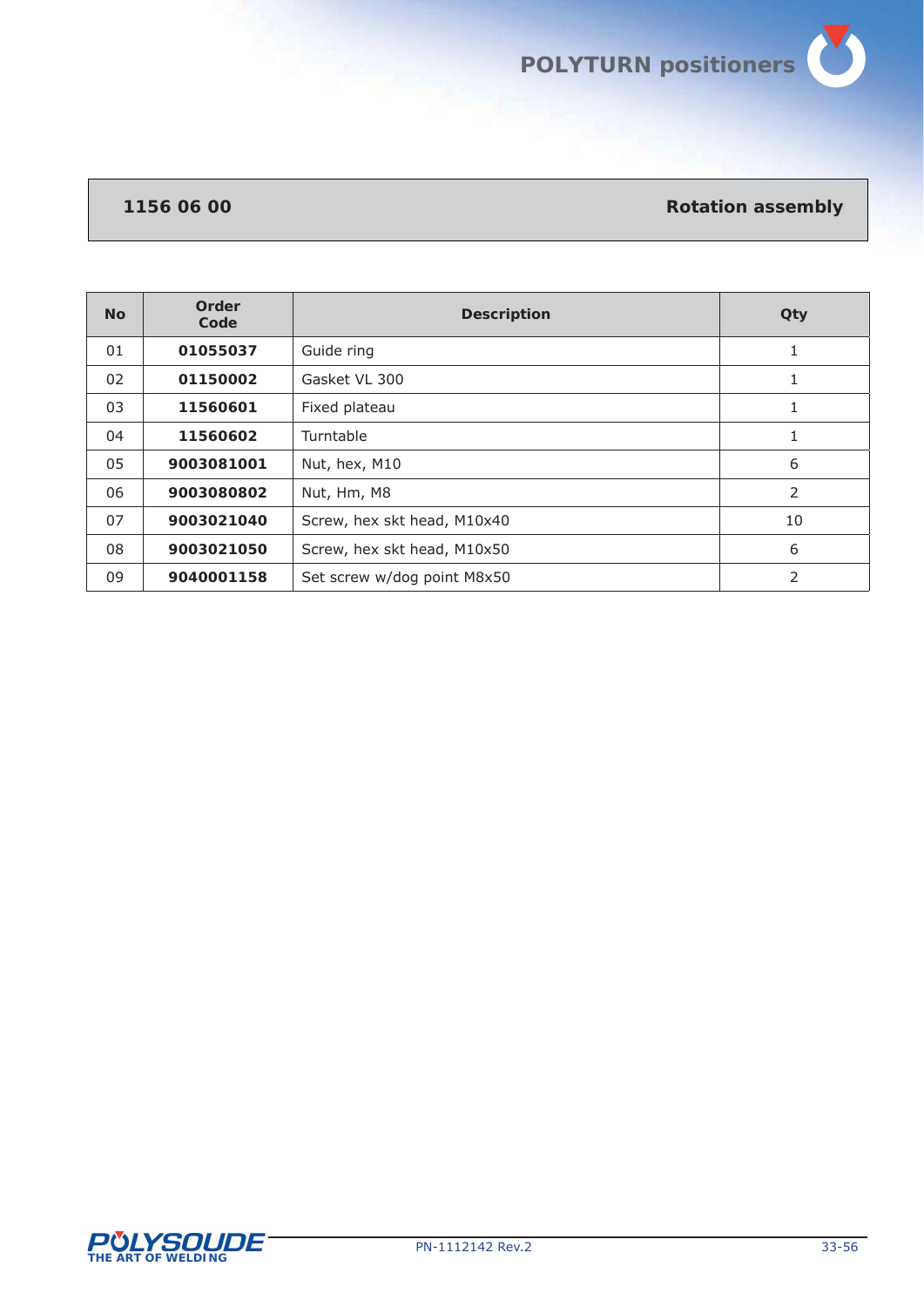## 1156 06 00 — Rotation assembly

| No | Order Code | Description | Qty |
|---|---|---|---|
| 01 | **01055037** | Guide ring | 1 |
| 02 | **01150002** | Gasket VL 300 | 1 |
| 03 | **11560601** | Fixed plateau | 1 |
| 04 | **11560602** | Turntable | 1 |
| 05 | **9003081001** | Nut, hex, M10 | 6 |
| 06 | **9003080802** | Nut, Hm, M8 | 2 |
| 07 | **9003021040** | Screw, hex skt head, M10x40 | 10 |
| 08 | **9003021050** | Screw, hex skt head, M10x50 | 6 |
| 09 | **9040001158** | Set screw w/dog point M8x50 | 2 |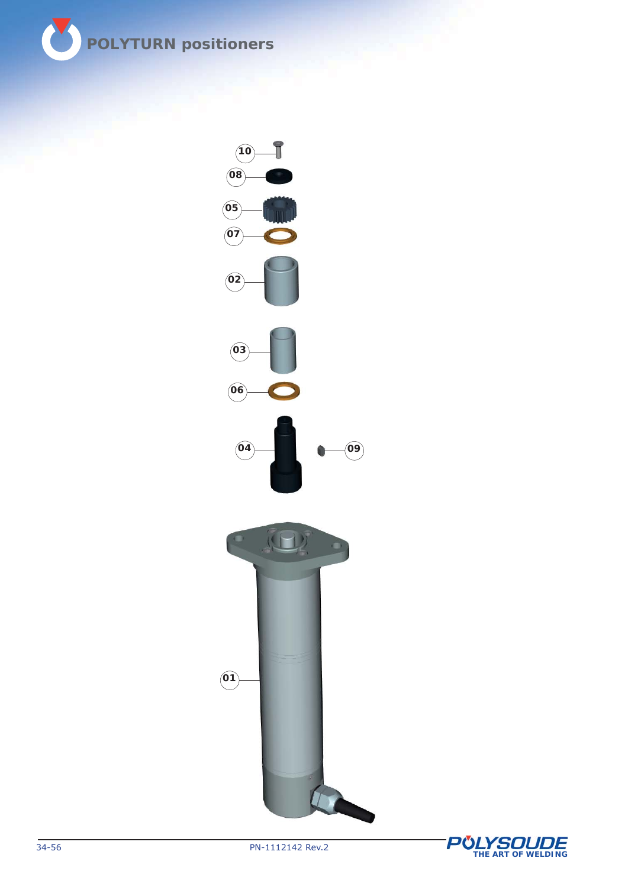POLYTURN positioners

10

08

05

07

02

03

06

04

09

01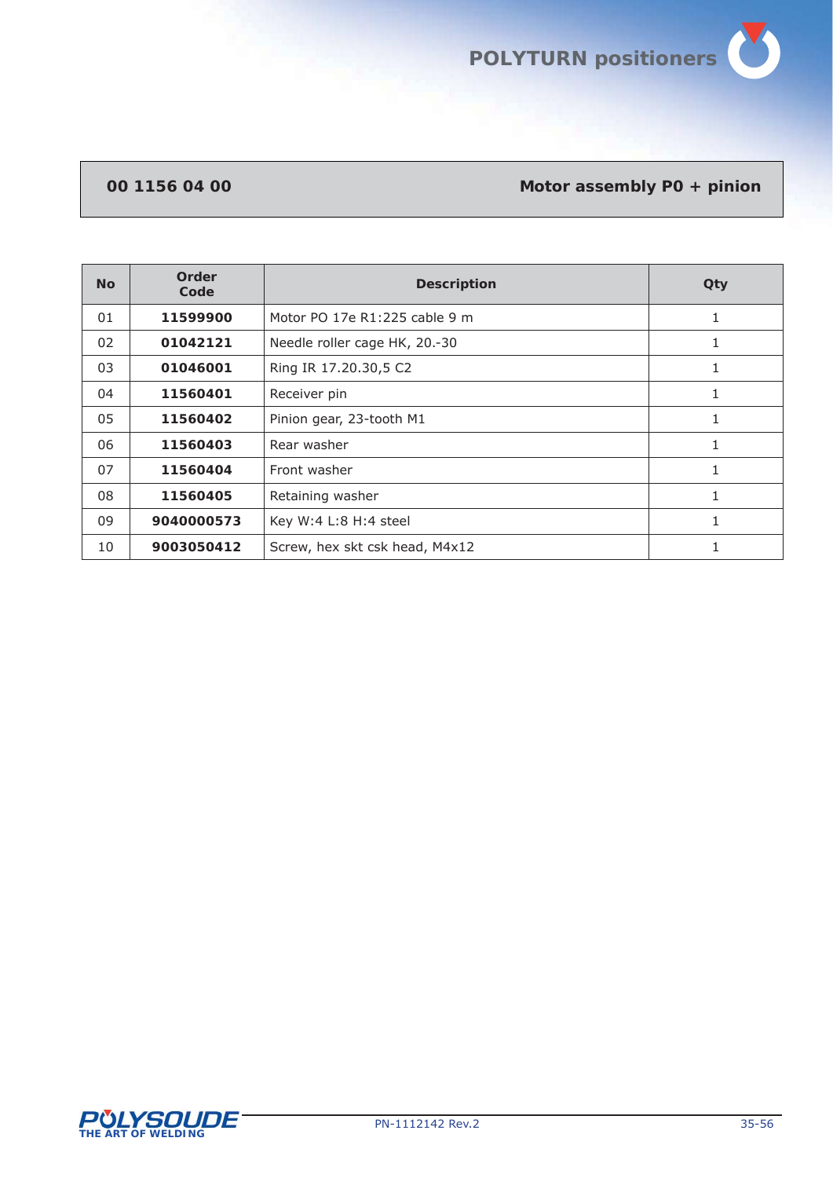## 00 1156 04 00 — Motor assembly P0 + pinion

| No | Order Code | Description | Qty |
|---|---|---|---|
| 01 | **11599900** | Motor PO 17e R1:225 cable 9 m | 1 |
| 02 | **01042121** | Needle roller cage HK, 20.-30 | 1 |
| 03 | **01046001** | Ring IR 17.20.30,5 C2 | 1 |
| 04 | **11560401** | Receiver pin | 1 |
| 05 | **11560402** | Pinion gear, 23-tooth M1 | 1 |
| 06 | **11560403** | Rear washer | 1 |
| 07 | **11560404** | Front washer | 1 |
| 08 | **11560405** | Retaining washer | 1 |
| 09 | **9040000573** | Key W:4 L:8 H:4 steel | 1 |
| 10 | **9003050412** | Screw, hex skt csk head, M4x12 | 1 |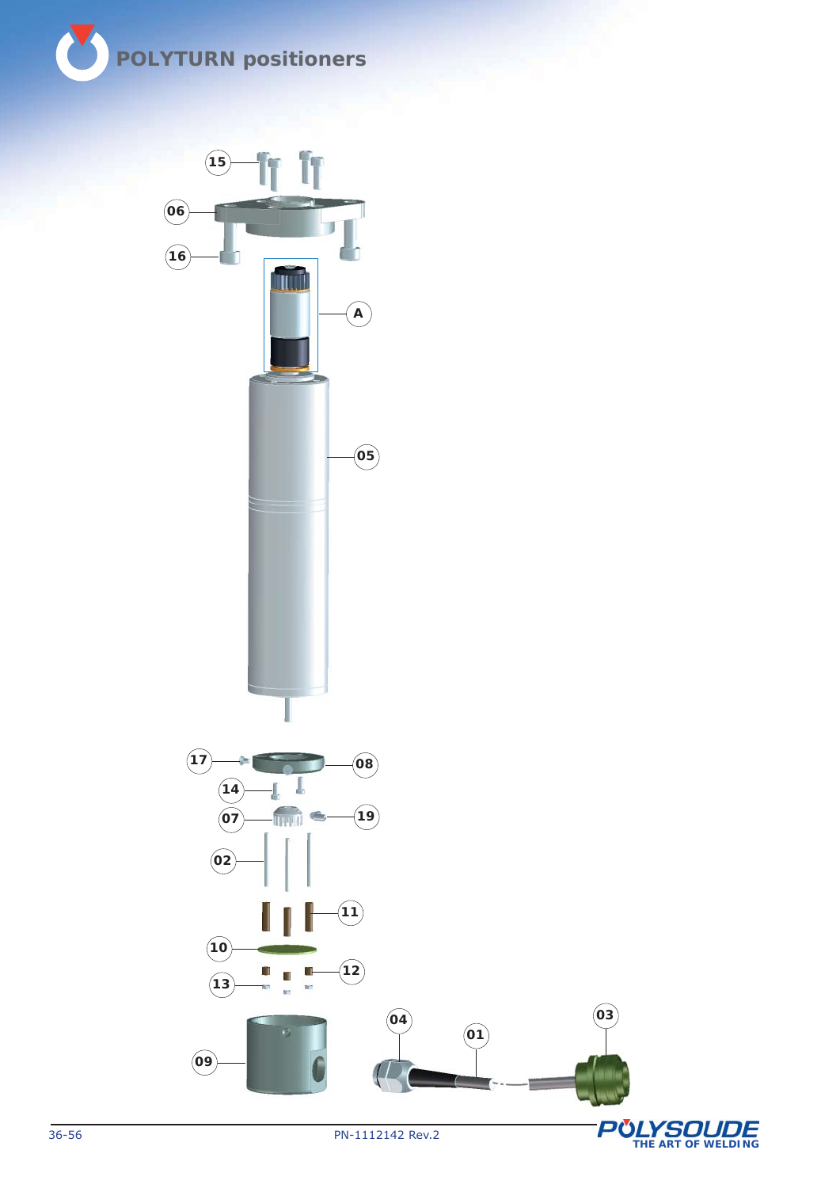# POLYTURN positioners

15

06

16

A

05

17

08

14

07

19

02

11

10

12

13

09

04

01

03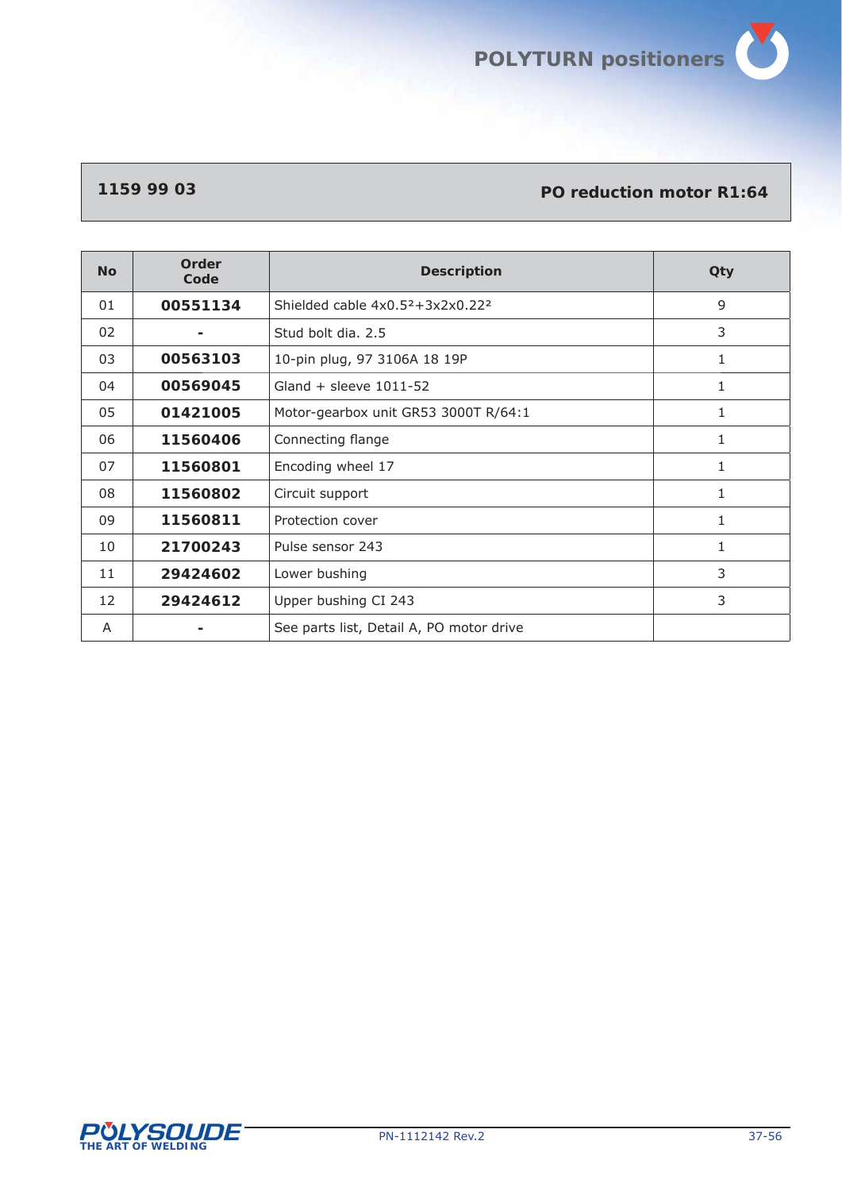## 1159 99 03 — PO reduction motor R1:64

| No | Order Code | Description | Qty |
|---|---|---|---|
| 01 | **00551134** | Shielded cable $4x0.5^2+3x2x0.22^2$ | 9 |
| 02 | **-** | Stud bolt dia. 2.5 | 3 |
| 03 | **00563103** | 10-pin plug, 97 3106A 18 19P | 1 |
| 04 | **00569045** | Gland + sleeve 1011-52 | 1 |
| 05 | **01421005** | Motor-gearbox unit GR53 3000T R/64:1 | 1 |
| 06 | **11560406** | Connecting flange | 1 |
| 07 | **11560801** | Encoding wheel 17 | 1 |
| 08 | **11560802** | Circuit support | 1 |
| 09 | **11560811** | Protection cover | 1 |
| 10 | **21700243** | Pulse sensor 243 | 1 |
| 11 | **29424602** | Lower bushing | 3 |
| 12 | **29424612** | Upper bushing CI 243 | 3 |
| A | **-** | See parts list, Detail A, PO motor drive | |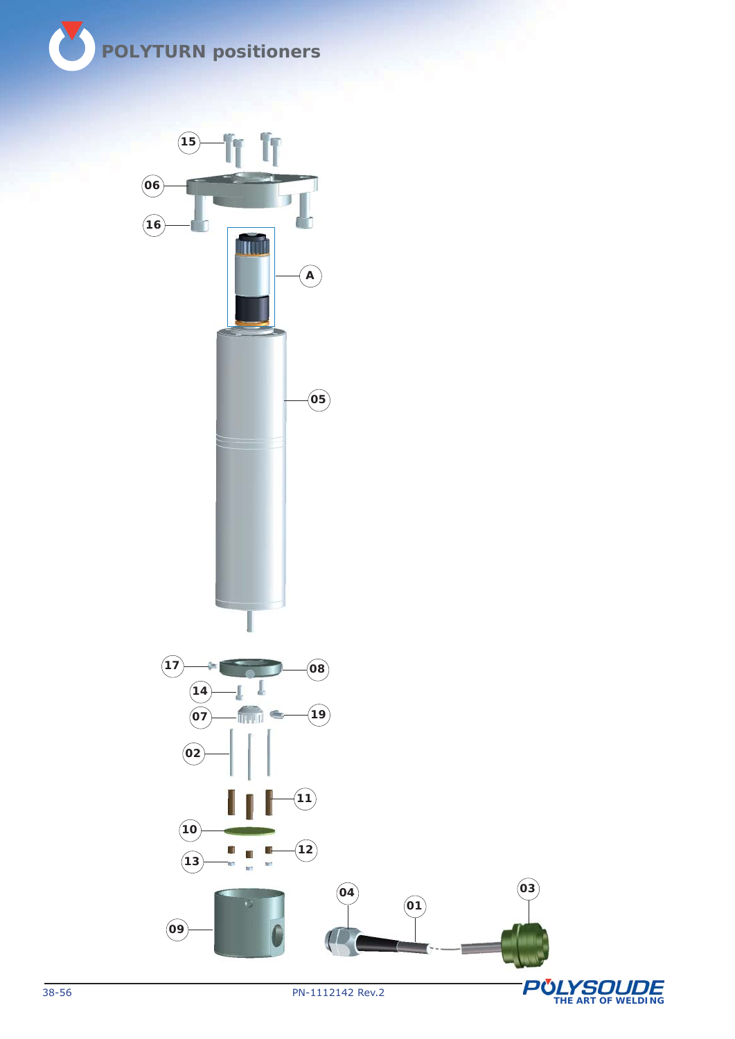# POLYTURN positioners

15

06

16

A

05

17

08

14

07

19

02

11

10

12

13

09

04

01

03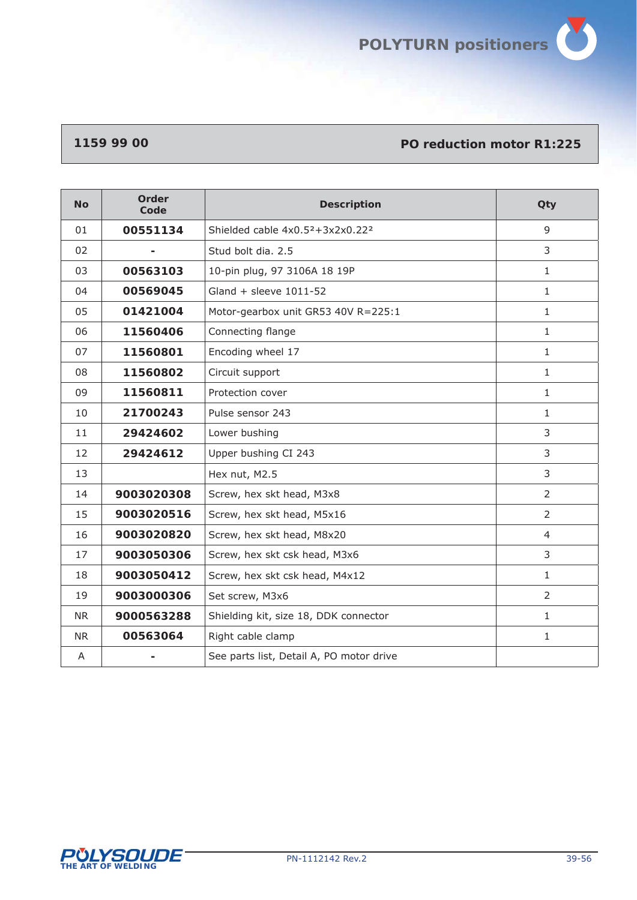## 1159 99 00 — PO reduction motor R1:225

| No | Order Code | Description | Qty |
|---|---|---|---|
| 01 | **00551134** | Shielded cable 4x0.5²+3x2x0.22² | 9 |
| 02 | **-** | Stud bolt dia. 2.5 | 3 |
| 03 | **00563103** | 10-pin plug, 97 3106A 18 19P | 1 |
| 04 | **00569045** | Gland + sleeve 1011-52 | 1 |
| 05 | **01421004** | Motor-gearbox unit GR53 40V R=225:1 | 1 |
| 06 | **11560406** | Connecting flange | 1 |
| 07 | **11560801** | Encoding wheel 17 | 1 |
| 08 | **11560802** | Circuit support | 1 |
| 09 | **11560811** | Protection cover | 1 |
| 10 | **21700243** | Pulse sensor 243 | 1 |
| 11 | **29424602** | Lower bushing | 3 |
| 12 | **29424612** | Upper bushing CI 243 | 3 |
| 13 | | Hex nut, M2.5 | 3 |
| 14 | **9003020308** | Screw, hex skt head, M3x8 | 2 |
| 15 | **9003020516** | Screw, hex skt head, M5x16 | 2 |
| 16 | **9003020820** | Screw, hex skt head, M8x20 | 4 |
| 17 | **9003050306** | Screw, hex skt csk head, M3x6 | 3 |
| 18 | **9003050412** | Screw, hex skt csk head, M4x12 | 1 |
| 19 | **9003000306** | Set screw, M3x6 | 2 |
| NR | **9000563288** | Shielding kit, size 18, DDK connector | 1 |
| NR | **00563064** | Right cable clamp | 1 |
| A | **-** | See parts list, Detail A, PO motor drive | |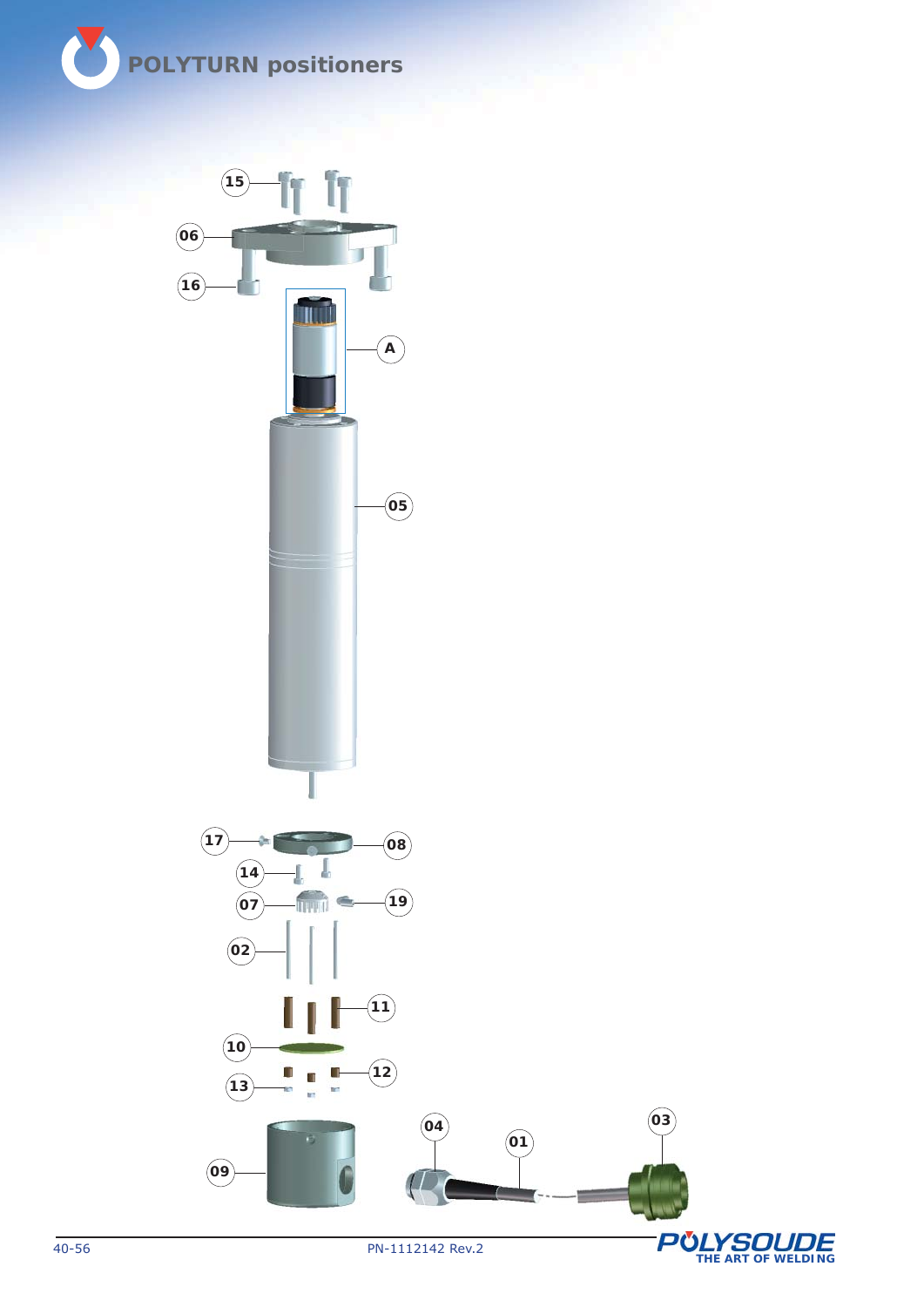# POLYTURN positioners

15

06

16

A

05

17

08

14

07

19

02

11

10

12

13

09

04

01

03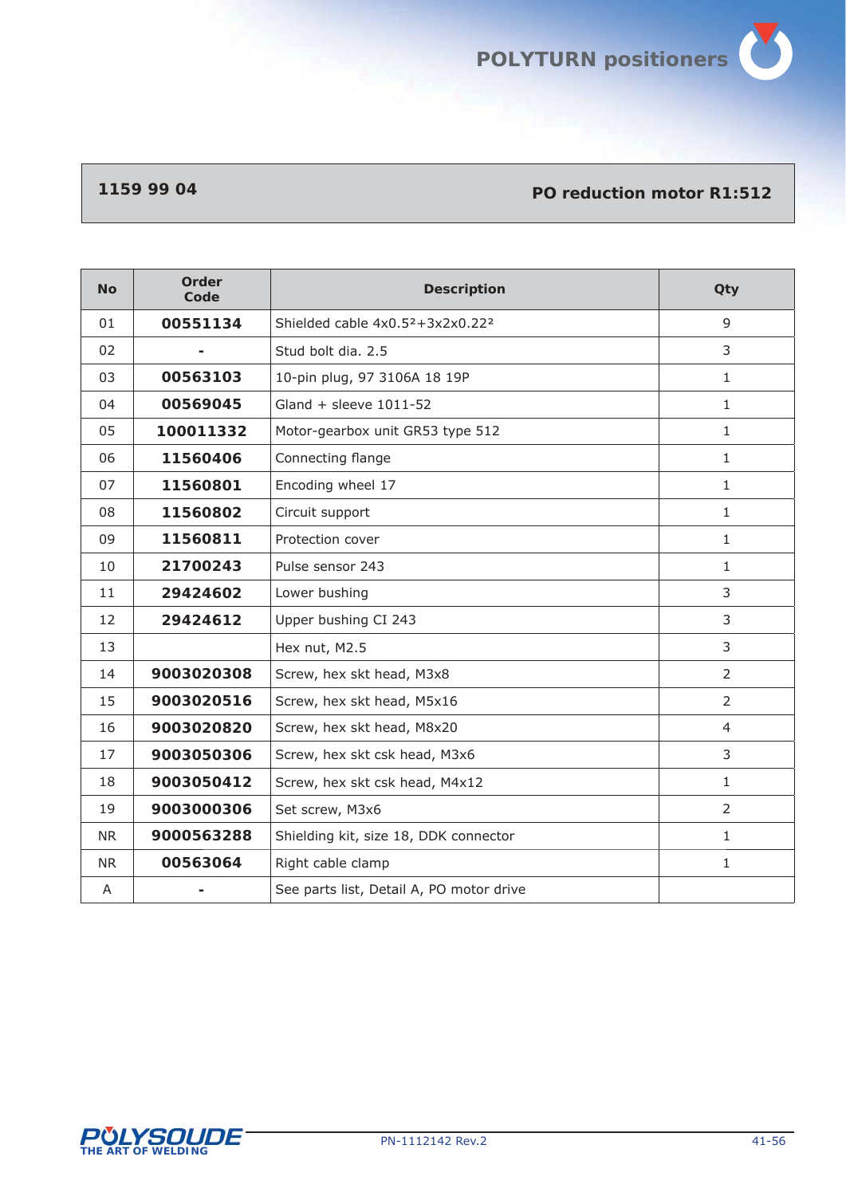## 1159 99 04 — PO reduction motor R1:512

| No | Order Code | Description | Qty |
|---|---|---|---|
| 01 | **00551134** | Shielded cable $4x0.5^2+3x2x0.22^2$ | 9 |
| 02 | **-** | Stud bolt dia. 2.5 | 3 |
| 03 | **00563103** | 10-pin plug, 97 3106A 18 19P | 1 |
| 04 | **00569045** | Gland + sleeve 1011-52 | 1 |
| 05 | **100011332** | Motor-gearbox unit GR53 type 512 | 1 |
| 06 | **11560406** | Connecting flange | 1 |
| 07 | **11560801** | Encoding wheel 17 | 1 |
| 08 | **11560802** | Circuit support | 1 |
| 09 | **11560811** | Protection cover | 1 |
| 10 | **21700243** | Pulse sensor 243 | 1 |
| 11 | **29424602** | Lower bushing | 3 |
| 12 | **29424612** | Upper bushing CI 243 | 3 |
| 13 | | Hex nut, M2.5 | 3 |
| 14 | **9003020308** | Screw, hex skt head, M3x8 | 2 |
| 15 | **9003020516** | Screw, hex skt head, M5x16 | 2 |
| 16 | **9003020820** | Screw, hex skt head, M8x20 | 4 |
| 17 | **9003050306** | Screw, hex skt csk head, M3x6 | 3 |
| 18 | **9003050412** | Screw, hex skt csk head, M4x12 | 1 |
| 19 | **9003000306** | Set screw, M3x6 | 2 |
| NR | **9000563288** | Shielding kit, size 18, DDK connector | 1 |
| NR | **00563064** | Right cable clamp | 1 |
| A | **-** | See parts list, Detail A, PO motor drive | |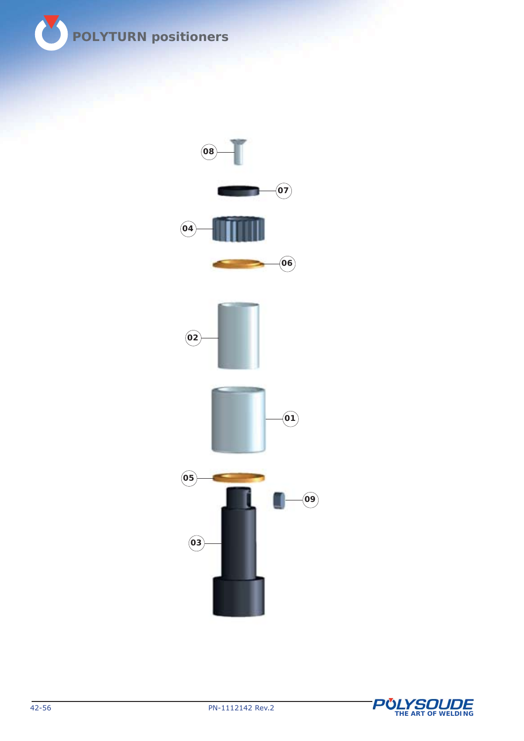# POLYTURN positioners

08

07

04

06

02

01

05

09

03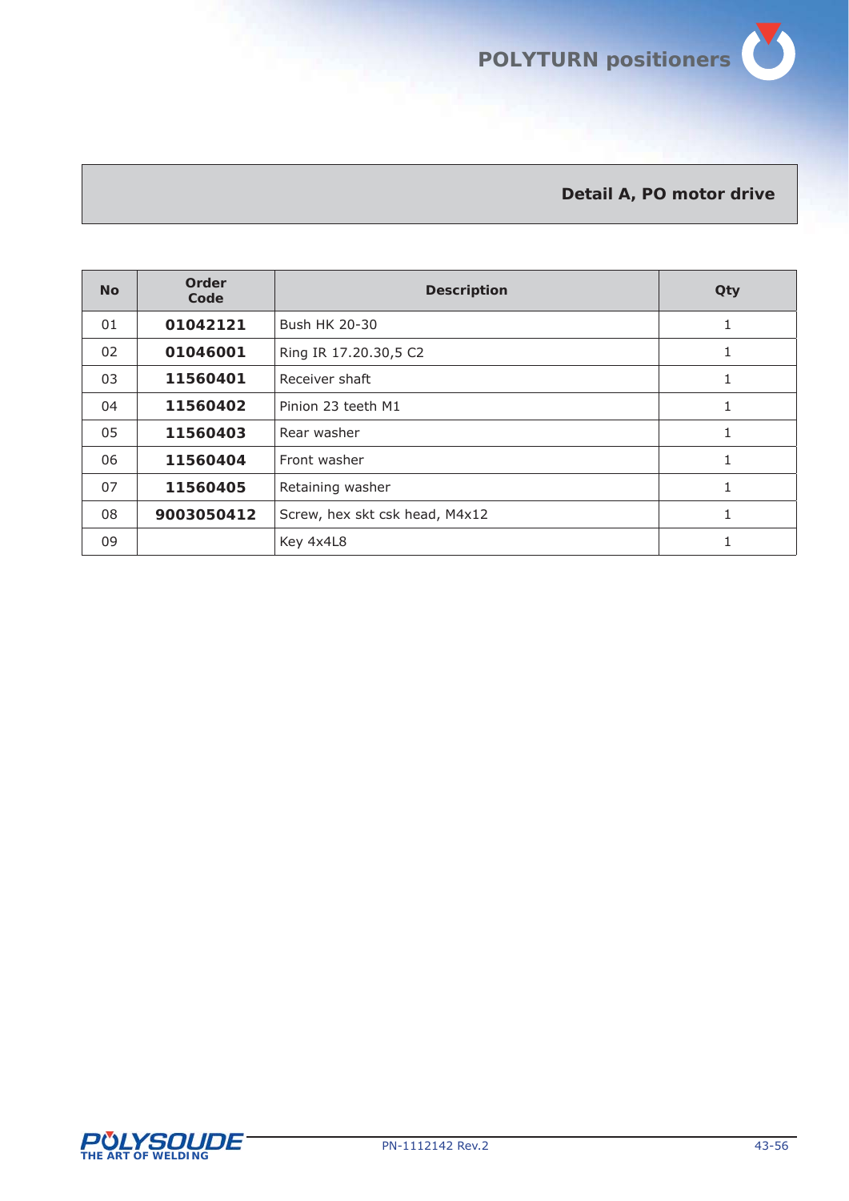## Detail A, PO motor drive

| No | Order Code | Description | Qty |
|---|---|---|---|
| 01 | **01042121** | Bush HK 20-30 | 1 |
| 02 | **01046001** | Ring IR 17.20.30,5 C2 | 1 |
| 03 | **11560401** | Receiver shaft | 1 |
| 04 | **11560402** | Pinion 23 teeth M1 | 1 |
| 05 | **11560403** | Rear washer | 1 |
| 06 | **11560404** | Front washer | 1 |
| 07 | **11560405** | Retaining washer | 1 |
| 08 | **9003050412** | Screw, hex skt csk head, M4x12 | 1 |
| 09 | | Key 4x4L8 | 1 |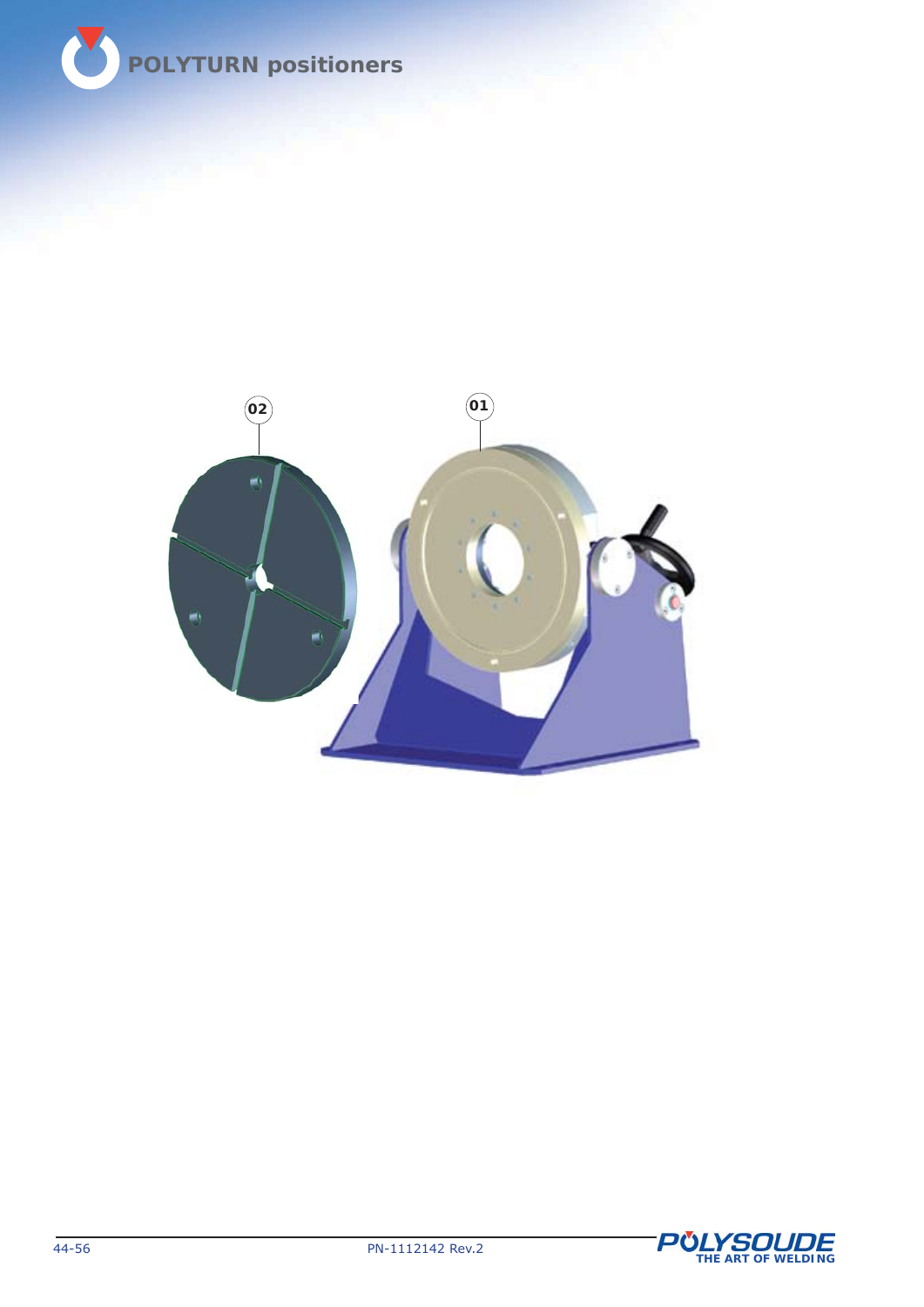02

01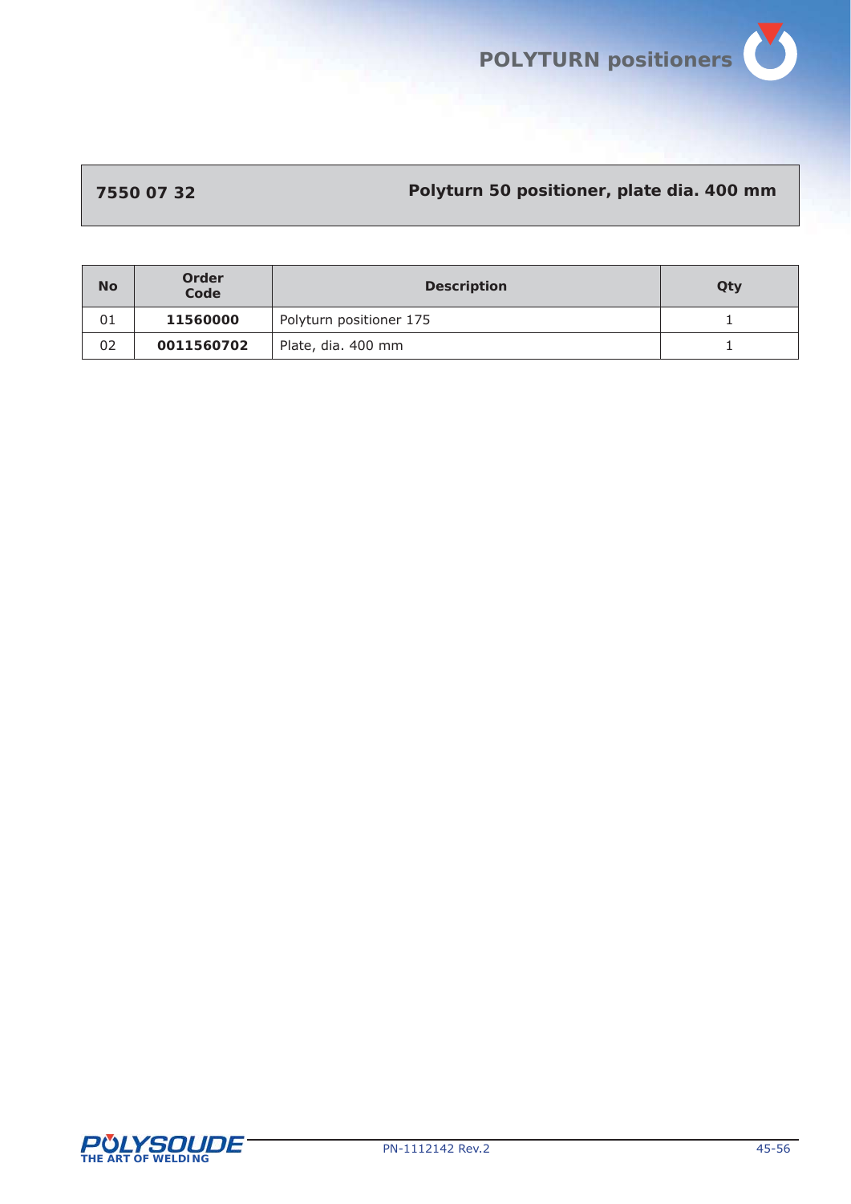## 7550 07 32 — Polyturn 50 positioner, plate dia. 400 mm

| No | Order Code | Description | Qty |
|---|---|---|---|
| 01 | **11560000** | Polyturn positioner 175 | 1 |
| 02 | **0011560702** | Plate, dia. 400 mm | 1 |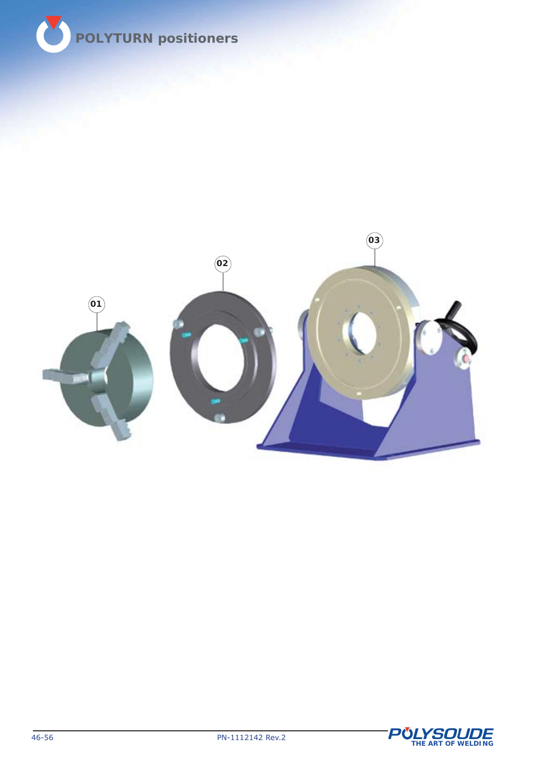# POLYTURN positioners

01

02

03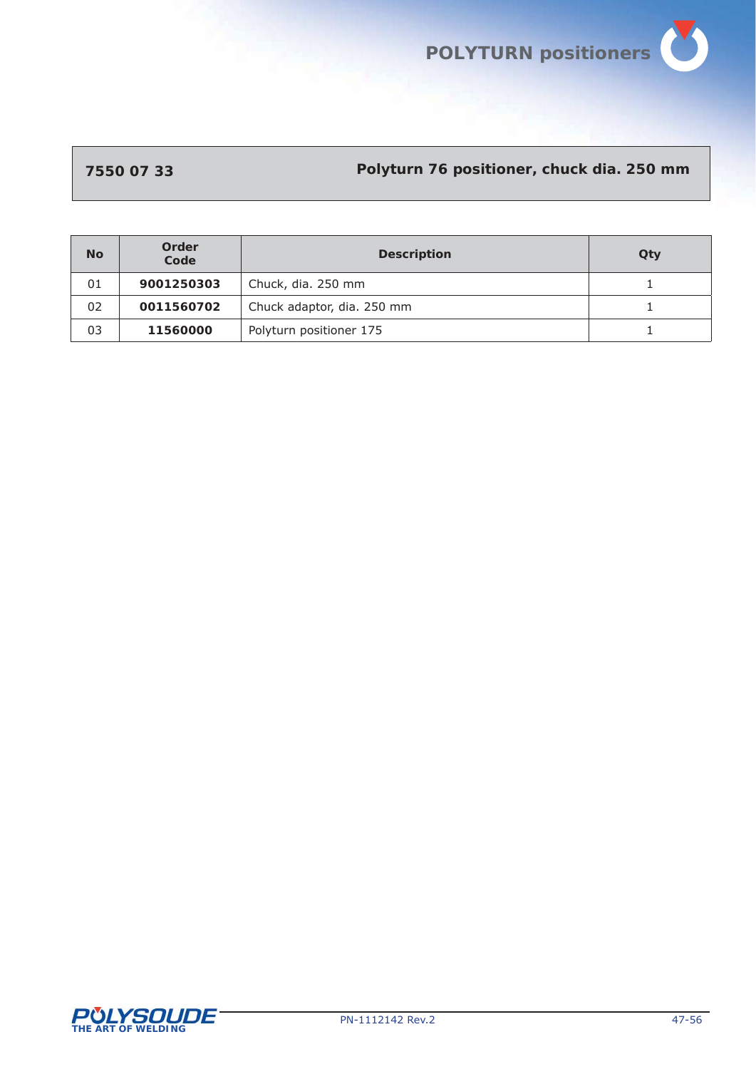## 7550 07 33 — Polyturn 76 positioner, chuck dia. 250 mm

| No | Order Code | Description | Qty |
|---|---|---|---|
| 01 | **9001250303** | Chuck, dia. 250 mm | 1 |
| 02 | **0011560702** | Chuck adaptor, dia. 250 mm | 1 |
| 03 | **11560000** | Polyturn positioner 175 | 1 |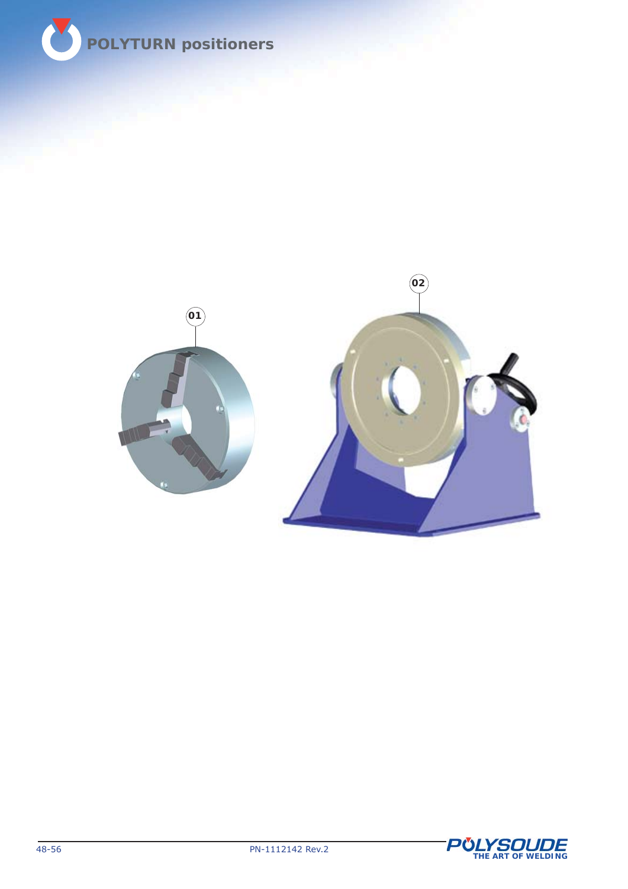01

02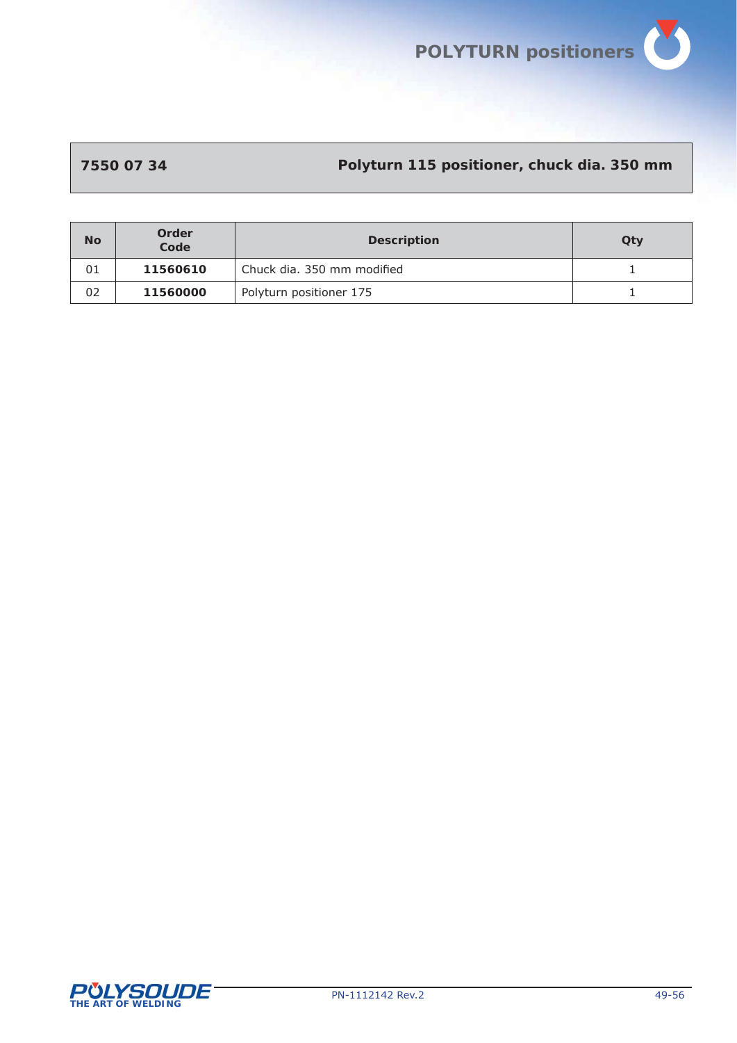## 7550 07 34 — Polyturn 115 positioner, chuck dia. 350 mm

| No | Order Code | Description | Qty |
|---|---|---|---|
| 01 | **11560610** | Chuck dia. 350 mm modified | 1 |
| 02 | **11560000** | Polyturn positioner 175 | 1 |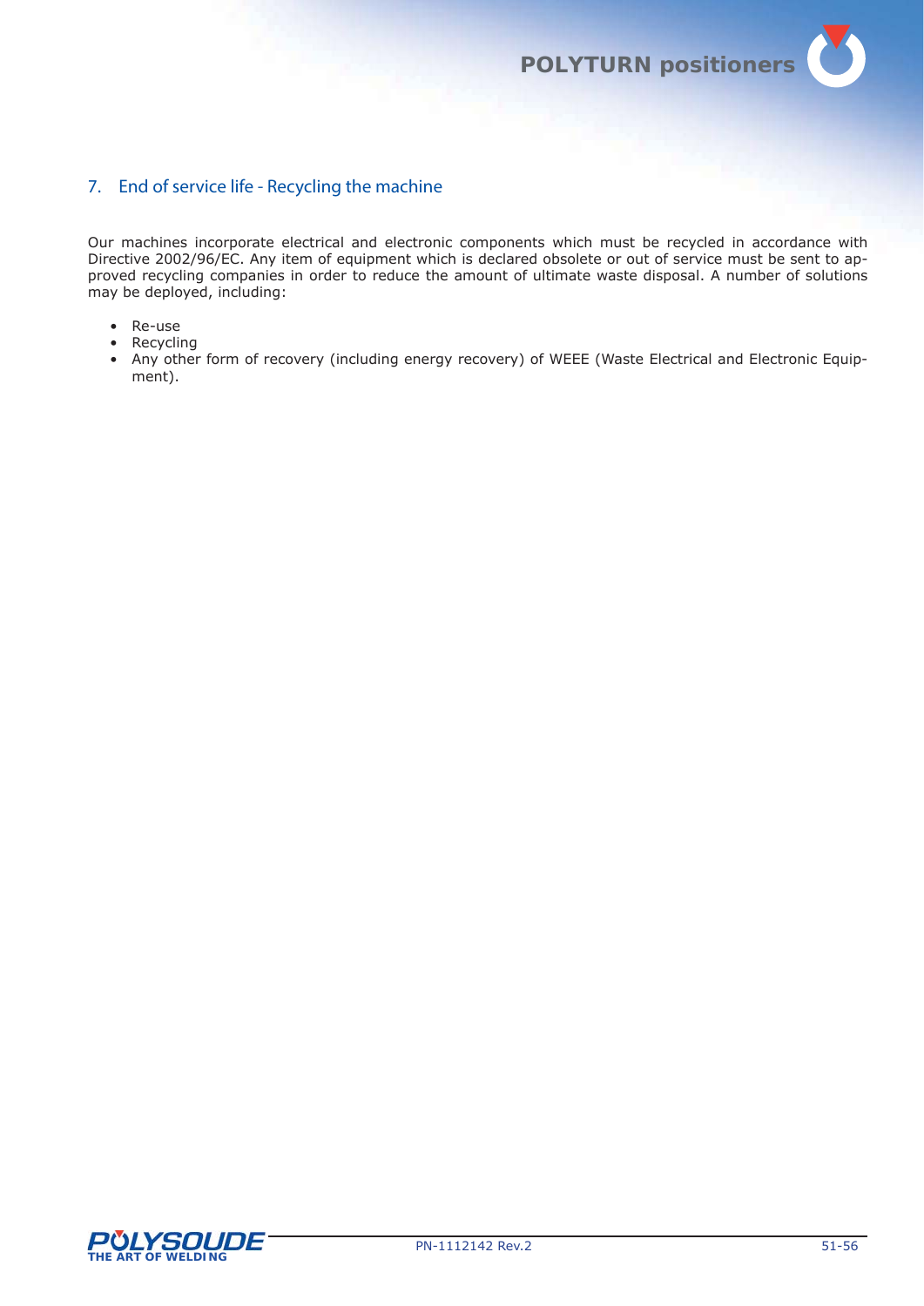## 7. End of service life - Recycling the machine

Our machines incorporate electrical and electronic components which must be recycled in accordance with Directive 2002/96/EC. Any item of equipment which is declared obsolete or out of service must be sent to approved recycling companies in order to reduce the amount of ultimate waste disposal. A number of solutions may be deployed, including:

- Re-use
- Recycling
- Any other form of recovery (including energy recovery) of WEEE (Waste Electrical and Electronic Equipment).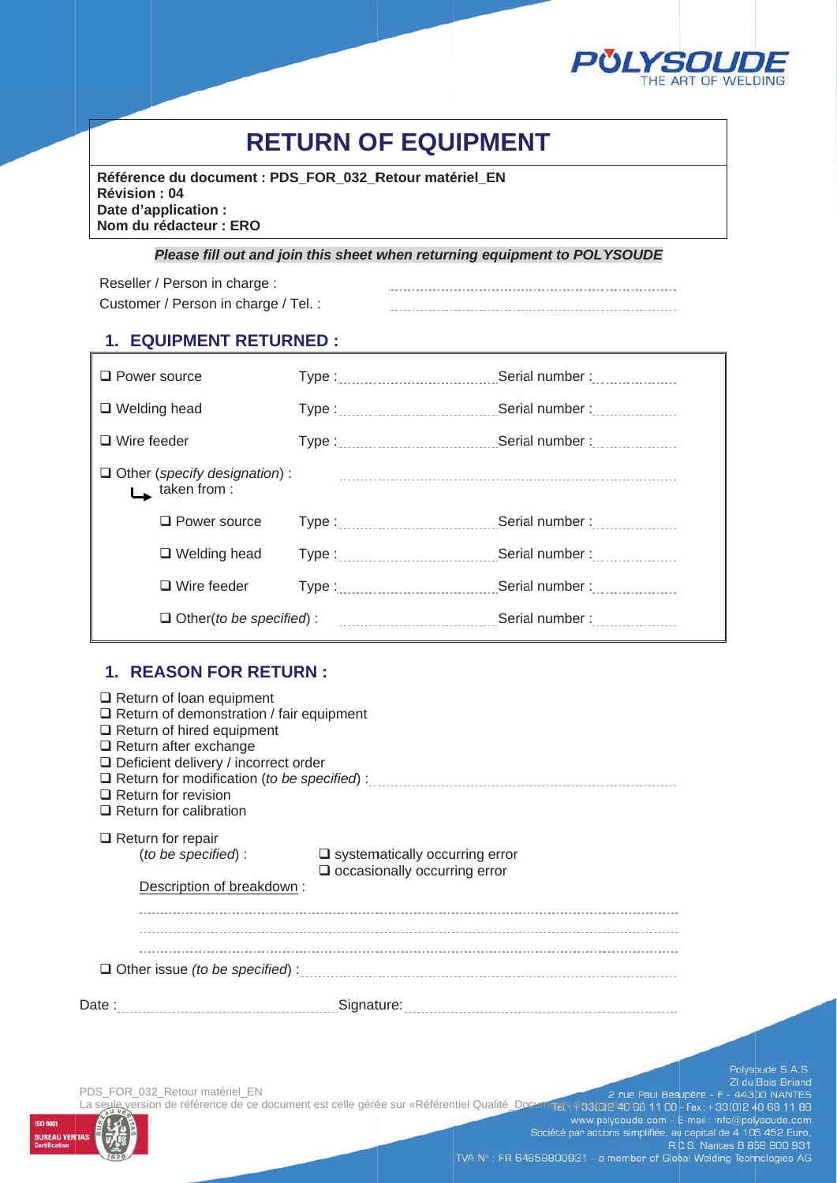# RETURN OF EQUIPMENT

**Référence du document : PDS_FOR_032_Retour matériel_EN**
**Révision : 04**
**Date d'application :**
**Nom du rédacteur : ERO**

***Please fill out and join this sheet when returning equipment to POLYSOUDE***

Reseller / Person in charge : ..............................................................

Customer / Person in charge / Tel. : ..............................................................

## 1. EQUIPMENT RETURNED :

| | | |
|---|---|---|
| ❑ Power source | Type :.............................. | Serial number :.................. |
| ❑ Welding head | Type :.............................. | Serial number :.................. |
| ❑ Wire feeder | Type :.............................. | Serial number :.................. |
| ❑ Other (*specify designation*) : ↳ taken from : | .............................................................. | |
| ❑ Power source | Type :.............................. | Serial number :.................. |
| ❑ Welding head | Type :.............................. | Serial number :.................. |
| ❑ Wire feeder | Type :.............................. | Serial number :.................. |
| ❑ Other(*to be specified*) : | .............................. | Serial number :.................. |

## 1. REASON FOR RETURN :

❑ Return of loan equipment
❑ Return of demonstration / fair equipment
❑ Return of hired equipment
❑ Return after exchange
❑ Deficient delivery / incorrect order
❑ Return for modification (*to be specified*) : ..............................................................
❑ Return for revision
❑ Return for calibration

❑ Return for repair
(*to be specified*) : ❑ systematically occurring error
❑ occasionally occurring error

Description of breakdown :

..............................................................................................................................

..............................................................................................................................

..............................................................................................................................

❑ Other issue *(to be specified)* : ..............................................................

Date :.............................................. Signature:..............................................................

PDS_FOR_032_Retour matériel_EN
La seule version de référence de ce document est celle gérée sur «Référentiel Qualité_Documents de référence»

Polysoude S.A.S.
ZI du Bois Briand
2 rue Paul Beaupère - F - 44300 NANTES
Tel.: +33(0)2 40 68 11 00 - Fax: +33(0)2 40 68 11 88
www.polysoude.com - E-mail: info@polysoude.com
Société par actions simplifiée, au capital de 4 105 452 Euro,
R.C.S. Nantes B 858 800 931
TVA N° : FR 64858800931 - a member of Global Welding Technologies AG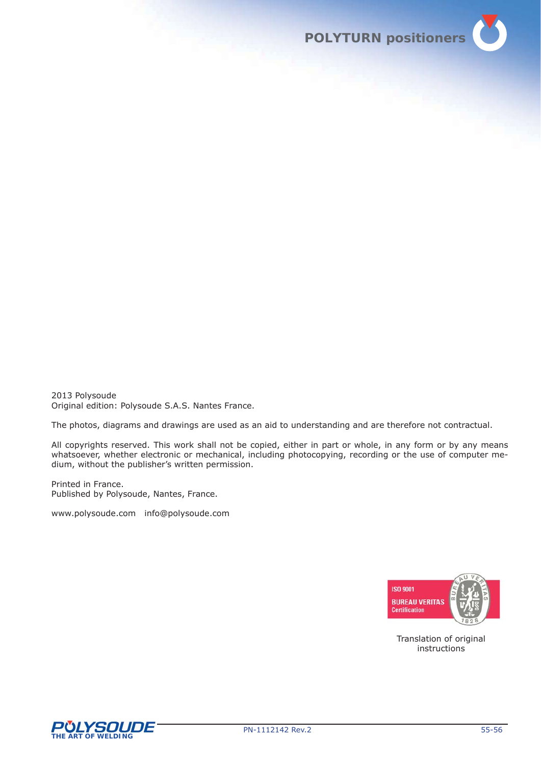2013 Polysoude
Original edition: Polysoude S.A.S. Nantes France.

The photos, diagrams and drawings are used as an aid to understanding and are therefore not contractual.

All copyrights reserved. This work shall not be copied, either in part or whole, in any form or by any means whatsoever, whether electronic or mechanical, including photocopying, recording or the use of computer medium, without the publisher's written permission.

Printed in France.
Published by Polysoude, Nantes, France.

www.polysoude.com info@polysoude.com

ISO 9001
BUREAU VERITAS
Certification

Translation of original instructions

PN-1112142 Rev.2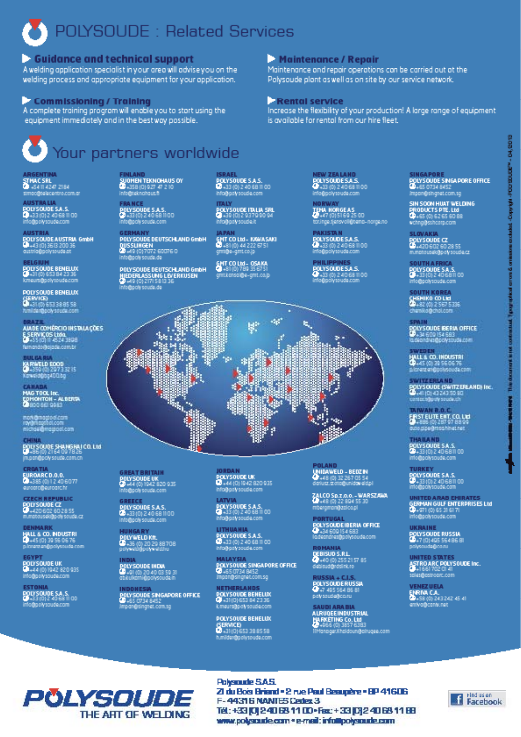# POLYSOUDE : Related Services

### Guidance and technical support
A welding application specialist in your area will advise you on the welding process and appropriate equipment for your application.

### Maintenance / Repair
Maintenance and repair operations can be carried out at the Polysoude plant as well as on site by our service network.

### Commissioning / Training
A complete training program will enable you to start using the equipment immediately and in the best way possible.

### Rental service
Increase the flexibility of your production! A large range of equipment is available for rental from our hire fleet.

# Your partners worldwide

**ARGENTINA**
STMAC SRL
+54 11 4247 2184
stmac@telecentro.com.ar

**AUSTRALIA**
POLYSOUDE S.A.S.
+33 (0)2 40 68 11 00
info@polysoude.com

**AUSTRIA**
POLYSOUDE AUSTRIA GmbH
+43 (0) 3613 200 36
austria@polysoude.at

**BELGIUM**
POLYSOUDE BENELUX
+31 (0) 653 84 23 36
l.meurs@polysoude.com

POLYSOUDE BENELUX (SERVICE)
+31 (0) 653 38 85 58
h.milder@polysoude.com

**BRAZIL**
AJADE COMÉRCIO INSTALAÇÕES E SERVIÇOS Ltda.
+55 (0) 11 4524 3898
fernando@ajade.com.br

**BULGARIA**
KARWELD EOOD
+359 (0) 2973 32 15
Karweld@bg400.bg

**CANADA**
MAG TOOL Inc.
EDMONTON - ALBERTA
800 561 9983
mark@magtool.com
ray@magtool.com
michael@magtool.com

**CHINA**
POLYSOUDE SHANGHAI CO. Ltd
+86 (0) 21 64 09 78 26
jm.pan@polysoude.com.cn

**CROATIA**
EUROARC D.O.O.
+385 (0) 1 2 40 60 77
euroarc@euroarc.hr

**CZECH REPUBLIC**
POLYSOUDE CZ
+420 602 60 28 55
m.matousek@polysoude.cz

**DENMARK**
HALL & CO. INDUSTRI
+45 (0) 39 56 06 76
p.lorenzen@polysoude.com

**EGYPT**
POLYSOUDE UK
+44 (0) 1942 820 935
info@polysoude.com

**ESTONIA**
POLYSOUDE S.A.S.
+33 (0)2 40 68 11 00
info@polysoude.com

**FINLAND**
SUOMEN TEKNOHAUS OY
+358 (0) 927 47 2 10
info@teknohaus.fi

**FRANCE**
POLYSOUDE S.A.S.
+33 (0) 2 40 68 11 00
info@polysoude.com

**GERMANY**
POLYSOUDE DEUTSCHLAND GmbH
DÜSSLINGEN
+49 (0) 7072 600760
info@polysoude.de

POLYSOUDE DEUTSCHLAND GmbH
NIEDERLASSUNG LEVERKUSEN
+49 (0) 2171 58 13 36
info@polysoude.de

**GREAT BRITAIN**
POLYSOUDE UK
+44 (0) 1942 820 935
info@polysoude.com

**GREECE**
POLYSOUDE S.A.S.
+33 (0) 2 40 68 11 00
info@polysoude.com

**HUNGARY**
POLYWELD Kft.
+36 (0) 20 29 88708
polyweld@polyweld.hu

**INDIA**
POLYSOUDE INDIA
+91 (0) 20 40 03 59 31
a.kulkarni@polysoude.in

**INDONESIA**
POLYSOUDE SINGAPORE OFFICE
+65 0734 8452
impon@singnet.com.sg

**ISRAEL**
POLYSOUDE S.A.S.
+33 (0) 2 40 68 11 00
info@polysoude.com

**ITALY**
POLYSOUDE ITALIA SRL
+39 (0) 2 9379 90 94
info@polysoude.it

**JAPAN**
GMT CO Ltd - KAWASAKI
+81 (0) 44 222 6751
gmt@a-gmt.co.jp

GMT CO Ltd - OSAKA
+81 (0) 789 35 6751
gmt.kansai@a-gmt.co.jp

**JORDAN**
POLYSOUDE UK
+44 (0) 1942 820 935
info@polysoude.com

**LATVIA**
POLYSOUDE S.A.S.
+33 (0) 2 40 68 11 00
info@polysoude.com

**LITHUANIA**
POLYSOUDE S.A.S.
+33 (0) 2 40 68 11 00
info@polysoude.com

**MALAYSIA**
POLYSOUDE SINGAPORE OFFICE
+65 0734 8452
impon@singnet.com.sg

**NETHERLANDS**
POLYSOUDE BENELUX
+31 (0) 653 84 23 36
l.meurs@polysoude.com

POLYSOUDE BENELUX (SERVICE)
+31 (0) 653 38 85 58
h.milder@polysoude.com

**NEW ZEALAND**
POLYSOUDE S.A.S.
+33 (0) 2 40 68 11 00
info@polysoude.com

**NORWAY**
TEMA NORGE AS
+47 (0) 51 69 25 00
tor.inge.tjeravold@tema-norge.no

**PAKISTAN**
POLYSOUDE S.A.S.
+33 (0) 2 40 68 11 00
info@polysoude.com

**PHILIPPINES**
POLYSOUDE S.A.S.
+33 (0) 2 40 68 11 00
info@polysoude.com

**POLAND**
UNIDAWELD - BEDZIN
+48 (0) 32 267 05 54
dariusz.szota@unidaweld.pl

ZALCO Sp.z.o.o. - WARSZAWA
+48 (0) 22 894 55 30
m.bergmann@zalco.pl

**PORTUGAL**
POLYSOUDE IBERIA OFFICE
+34 609 154 683
l.abandres@polysoude.com

**ROMANIA**
DEBISUD S.R.L.
+40 (0) 255 21 57 85
debisud@rdslink.ro

**RUSSIA + C.I.S.**
POLYSOUDE RUSSIA
+7 495 564 86 81
polysoude@co.ru

**SAUDI ARABIA**
ALRUQEE INDUSTRIAL MARKETING Co. Ltd
+966 (0) 3857 6383
IIManager.Khaldoun@alruqee.com

**SINGAPORE**
POLYSOUDE SINGAPORE OFFICE
+65 0734 8452
impon@singnet.com.sg

SIN SOON HUAT WELDING PRODUCTS PTE. Ltd
+65 (0) 62 65 60 88
wchng@sshcorp.com

**SLOVAKIA**
POLYSOUDE CZ
+420 602 60 28 55
m.matousek@polysoude.cz

**SOUTH AFRICA**
POLYSOUDE S.A.S.
+33 (0) 2 40 68 11 00
info@polysoude.com

**SOUTH KOREA**
CHEMIKO CO Ltd
+82 (0) 2 2567 5336
chemiko@chol.com

**SPAIN**
POLYSOUDE IBERIA OFFICE
+34 609 154 683
l.abandres@polysoude.com

**SWEDEN**
HALL & CO. INDUSTRI
+45 (0) 39 56 06 76
p.lorenzen@polysoude.com

**SWITZERLAND**
POLYSOUDE (SWITZERLAND) Inc.
+41 (0) 43 243 50 80
contact@polysoude.ch

**TAIWAN R.O.C.**
FIRST ELITE ENT. CO. Ltd
+886 (0) 287 97 88 99
auto.pipe@msa.hinet.net

**THAILAND**
POLYSOUDE S.A.S.
+33 (0) 2 40 68 11 00
info@polysoude.com

**TURKEY**
POLYSOUDE S.A.S.
+33 (0) 2 40 68 11 00
info@polysoude.com

**UNITED ARAB EMIRATES**
GERMAN GULF ENTERPRISES Ltd
+971 (0) 65 31 61 71
info@polysoude.com

**UKRAINE**
POLYSOUDE RUSSIA
+7 (0) 495 564 86 81
polysoude@co.ru

**UNITED STATES**
ASTRO ARC POLYSOUDE Inc.
+1 661 702 01 41
sales@astroarc.com

**VENEZUELA**
ENRIVA C.A.
+58 (0) 243 242 45 41
enriva@cantv.net

This document is not contractual. Typographical errors & omissions excluded - Copyright - POLYSOUDE™ - 04/2012

**POLYSOUDE** THE ART OF WELDING

Polysoude S.A.S.
ZI du Bois Briand • 2 rue Paul Beaupère • BP 41606
F - 44316 NANTES Cedex 3
Tél.: +33 (0)2 40 68 11 00 • Fax: +33 (0)2 40 68 11 88
www.polysoude.com • e-mail: info@polysoude.com

Find us on Facebook